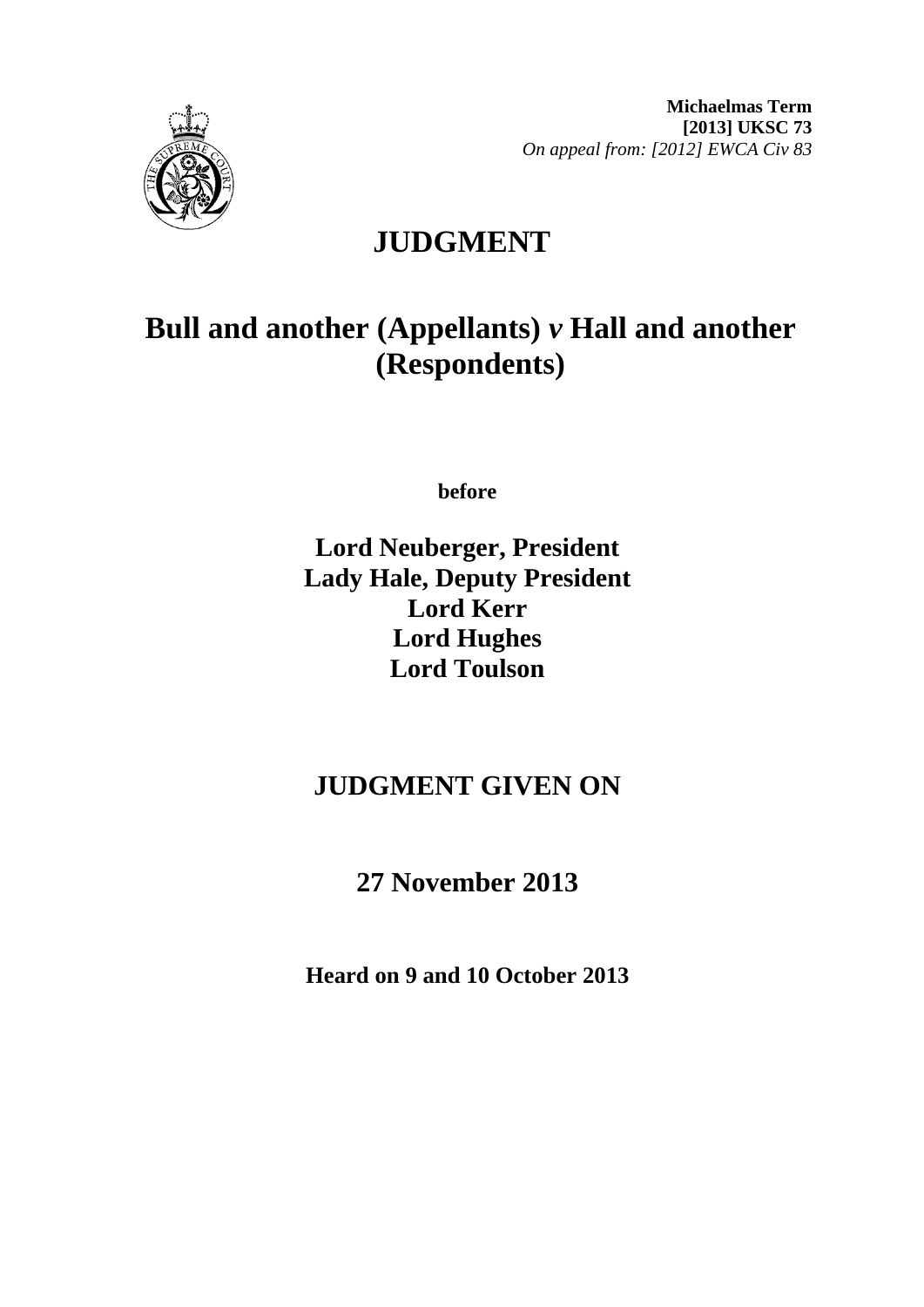**Michaelmas Term**
**[2013] UKSC 73**
*On appeal from: [2012] EWCA Civ 83*

# JUDGMENT

## Bull and another (Appellants) *v* Hall and another (Respondents)

**before**

**Lord Neuberger, President**
**Lady Hale, Deputy President**
**Lord Kerr**
**Lord Hughes**
**Lord Toulson**

## JUDGMENT GIVEN ON

## 27 November 2013

**Heard on 9 and 10 October 2013**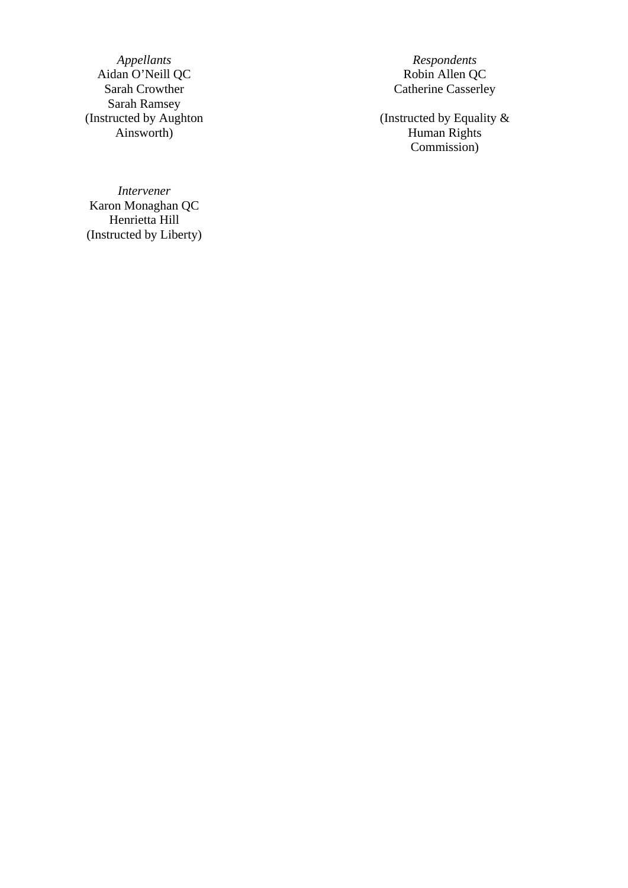| *Appellants* | *Respondents* |
| --- | --- |
| Aidan O'Neill QC | Robin Allen QC |
| Sarah Crowther | Catherine Casserley |
| Sarah Ramsey | |
| (Instructed by Aughton Ainsworth) | (Instructed by Equality & Human Rights Commission) |

*Intervener*
Karon Monaghan QC
Henrietta Hill
(Instructed by Liberty)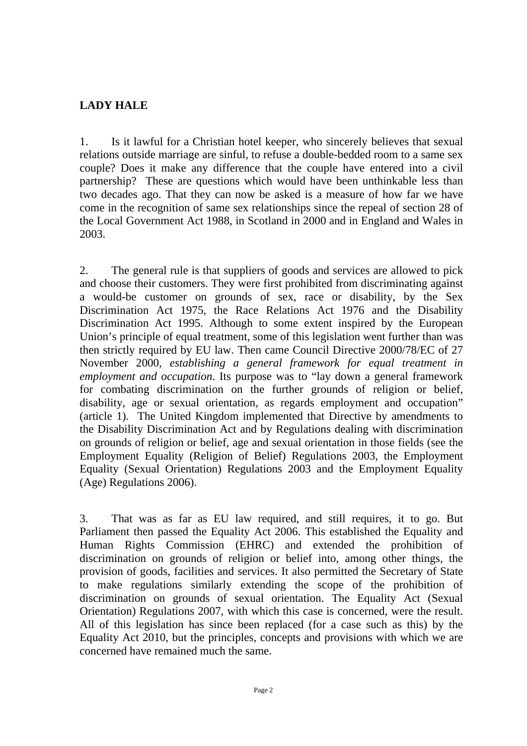**LADY HALE**

1. Is it lawful for a Christian hotel keeper, who sincerely believes that sexual relations outside marriage are sinful, to refuse a double-bedded room to a same sex couple? Does it make any difference that the couple have entered into a civil partnership? These are questions which would have been unthinkable less than two decades ago. That they can now be asked is a measure of how far we have come in the recognition of same sex relationships since the repeal of section 28 of the Local Government Act 1988, in Scotland in 2000 and in England and Wales in 2003.

2. The general rule is that suppliers of goods and services are allowed to pick and choose their customers. They were first prohibited from discriminating against a would-be customer on grounds of sex, race or disability, by the Sex Discrimination Act 1975, the Race Relations Act 1976 and the Disability Discrimination Act 1995. Although to some extent inspired by the European Union's principle of equal treatment, some of this legislation went further than was then strictly required by EU law. Then came Council Directive 2000/78/EC of 27 November 2000, *establishing a general framework for equal treatment in employment and occupation*. Its purpose was to "lay down a general framework for combating discrimination on the further grounds of religion or belief, disability, age or sexual orientation, as regards employment and occupation" (article 1). The United Kingdom implemented that Directive by amendments to the Disability Discrimination Act and by Regulations dealing with discrimination on grounds of religion or belief, age and sexual orientation in those fields (see the Employment Equality (Religion of Belief) Regulations 2003, the Employment Equality (Sexual Orientation) Regulations 2003 and the Employment Equality (Age) Regulations 2006).

3. That was as far as EU law required, and still requires, it to go. But Parliament then passed the Equality Act 2006. This established the Equality and Human Rights Commission (EHRC) and extended the prohibition of discrimination on grounds of religion or belief into, among other things, the provision of goods, facilities and services. It also permitted the Secretary of State to make regulations similarly extending the scope of the prohibition of discrimination on grounds of sexual orientation. The Equality Act (Sexual Orientation) Regulations 2007, with which this case is concerned, were the result. All of this legislation has since been replaced (for a case such as this) by the Equality Act 2010, but the principles, concepts and provisions with which we are concerned have remained much the same.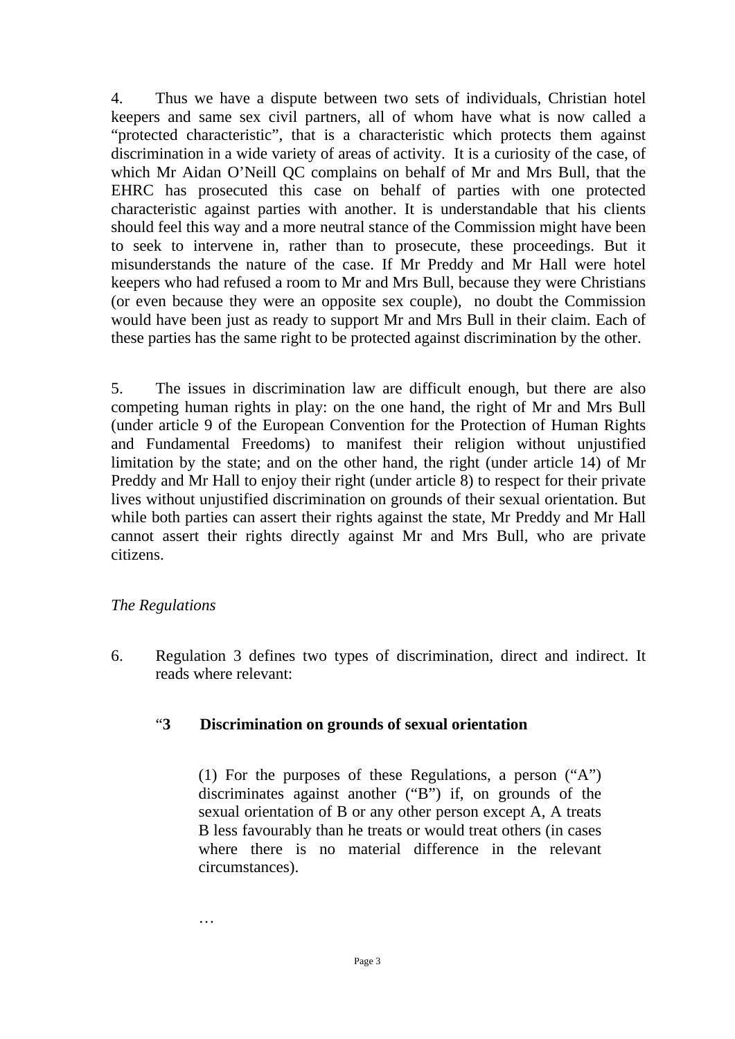4. Thus we have a dispute between two sets of individuals, Christian hotel keepers and same sex civil partners, all of whom have what is now called a "protected characteristic", that is a characteristic which protects them against discrimination in a wide variety of areas of activity. It is a curiosity of the case, of which Mr Aidan O'Neill QC complains on behalf of Mr and Mrs Bull, that the EHRC has prosecuted this case on behalf of parties with one protected characteristic against parties with another. It is understandable that his clients should feel this way and a more neutral stance of the Commission might have been to seek to intervene in, rather than to prosecute, these proceedings. But it misunderstands the nature of the case. If Mr Preddy and Mr Hall were hotel keepers who had refused a room to Mr and Mrs Bull, because they were Christians (or even because they were an opposite sex couple), no doubt the Commission would have been just as ready to support Mr and Mrs Bull in their claim. Each of these parties has the same right to be protected against discrimination by the other.

5. The issues in discrimination law are difficult enough, but there are also competing human rights in play: on the one hand, the right of Mr and Mrs Bull (under article 9 of the European Convention for the Protection of Human Rights and Fundamental Freedoms) to manifest their religion without unjustified limitation by the state; and on the other hand, the right (under article 14) of Mr Preddy and Mr Hall to enjoy their right (under article 8) to respect for their private lives without unjustified discrimination on grounds of their sexual orientation. But while both parties can assert their rights against the state, Mr Preddy and Mr Hall cannot assert their rights directly against Mr and Mrs Bull, who are private citizens.

*The Regulations*

6. Regulation 3 defines two types of discrimination, direct and indirect. It reads where relevant:

> "**3 Discrimination on grounds of sexual orientation**
>
> (1) For the purposes of these Regulations, a person ("A") discriminates against another ("B") if, on grounds of the sexual orientation of B or any other person except A, A treats B less favourably than he treats or would treat others (in cases where there is no material difference in the relevant circumstances).
>
> …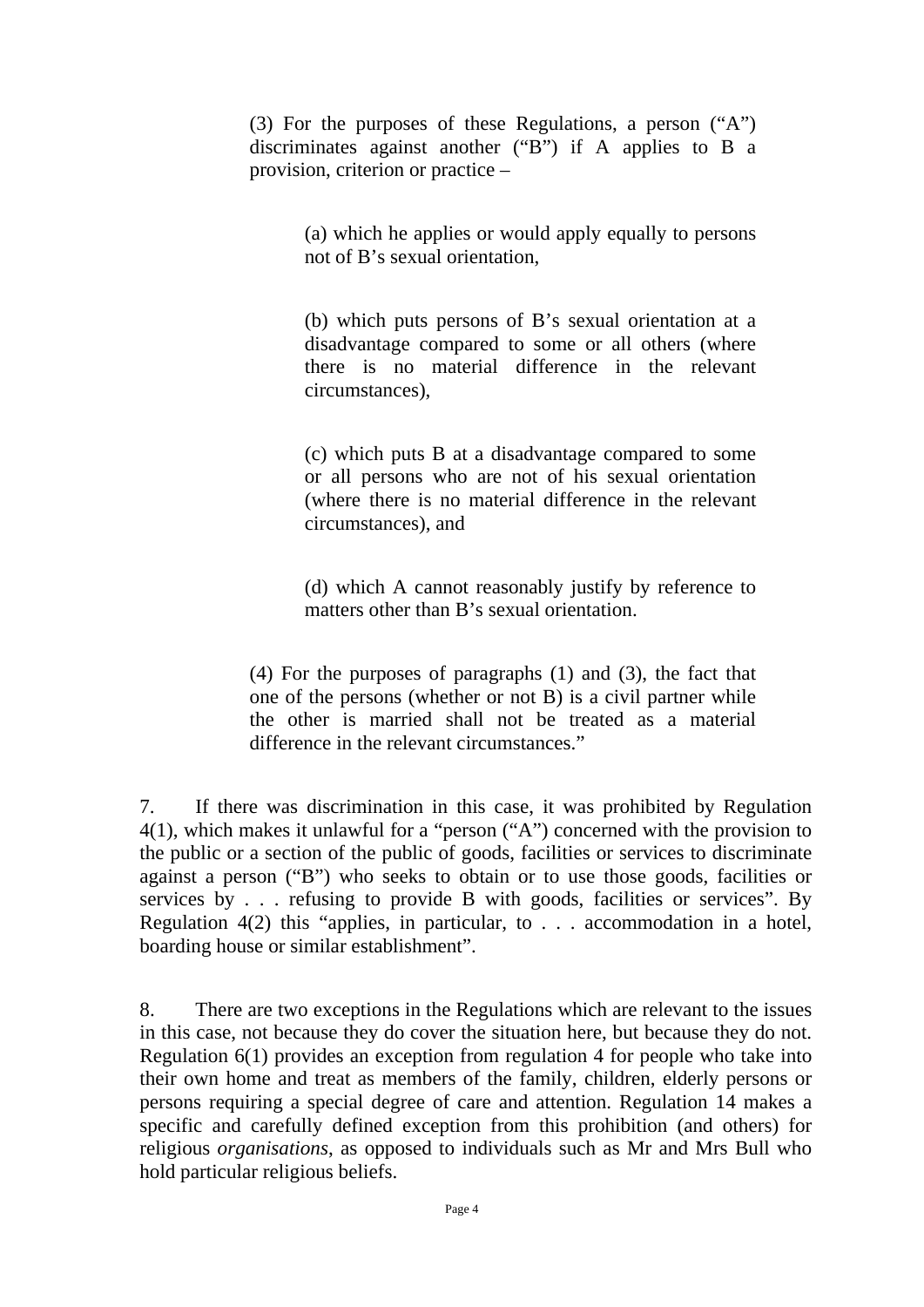> (3) For the purposes of these Regulations, a person ("A") discriminates against another ("B") if A applies to B a provision, criterion or practice –
>
> > (a) which he applies or would apply equally to persons not of B's sexual orientation,
> >
> > (b) which puts persons of B's sexual orientation at a disadvantage compared to some or all others (where there is no material difference in the relevant circumstances),
> >
> > (c) which puts B at a disadvantage compared to some or all persons who are not of his sexual orientation (where there is no material difference in the relevant circumstances), and
> >
> > (d) which A cannot reasonably justify by reference to matters other than B's sexual orientation.
>
> (4) For the purposes of paragraphs (1) and (3), the fact that one of the persons (whether or not B) is a civil partner while the other is married shall not be treated as a material difference in the relevant circumstances."

7. If there was discrimination in this case, it was prohibited by Regulation 4(1), which makes it unlawful for a "person ("A") concerned with the provision to the public or a section of the public of goods, facilities or services to discriminate against a person ("B") who seeks to obtain or to use those goods, facilities or services by . . . refusing to provide B with goods, facilities or services". By Regulation 4(2) this "applies, in particular, to . . . accommodation in a hotel, boarding house or similar establishment".

8. There are two exceptions in the Regulations which are relevant to the issues in this case, not because they do cover the situation here, but because they do not. Regulation 6(1) provides an exception from regulation 4 for people who take into their own home and treat as members of the family, children, elderly persons or persons requiring a special degree of care and attention. Regulation 14 makes a specific and carefully defined exception from this prohibition (and others) for religious *organisations*, as opposed to individuals such as Mr and Mrs Bull who hold particular religious beliefs.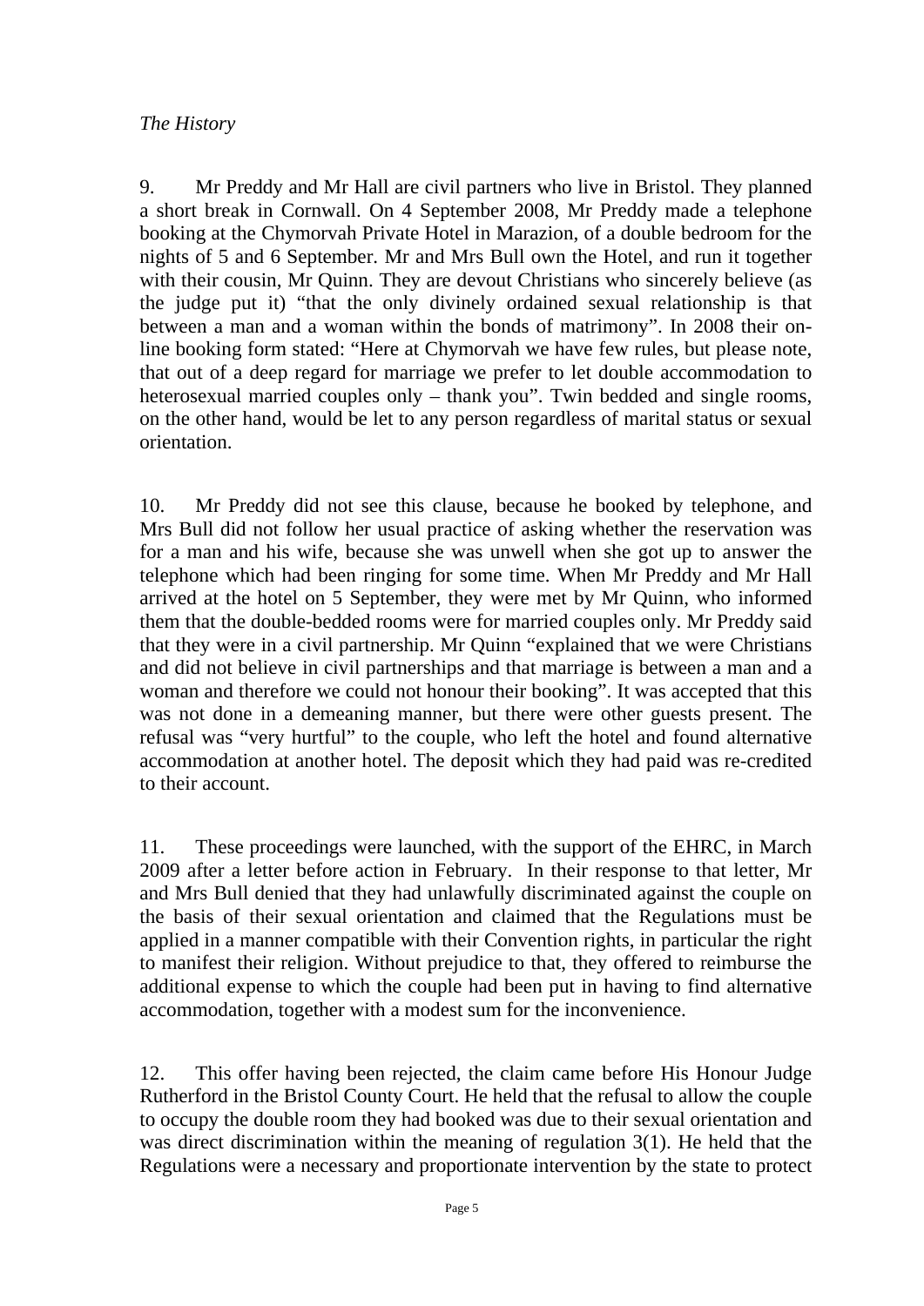*The History*

9. Mr Preddy and Mr Hall are civil partners who live in Bristol. They planned a short break in Cornwall. On 4 September 2008, Mr Preddy made a telephone booking at the Chymorvah Private Hotel in Marazion, of a double bedroom for the nights of 5 and 6 September. Mr and Mrs Bull own the Hotel, and run it together with their cousin, Mr Quinn. They are devout Christians who sincerely believe (as the judge put it) "that the only divinely ordained sexual relationship is that between a man and a woman within the bonds of matrimony". In 2008 their on-line booking form stated: "Here at Chymorvah we have few rules, but please note, that out of a deep regard for marriage we prefer to let double accommodation to heterosexual married couples only – thank you". Twin bedded and single rooms, on the other hand, would be let to any person regardless of marital status or sexual orientation.

10. Mr Preddy did not see this clause, because he booked by telephone, and Mrs Bull did not follow her usual practice of asking whether the reservation was for a man and his wife, because she was unwell when she got up to answer the telephone which had been ringing for some time. When Mr Preddy and Mr Hall arrived at the hotel on 5 September, they were met by Mr Quinn, who informed them that the double-bedded rooms were for married couples only. Mr Preddy said that they were in a civil partnership. Mr Quinn "explained that we were Christians and did not believe in civil partnerships and that marriage is between a man and a woman and therefore we could not honour their booking". It was accepted that this was not done in a demeaning manner, but there were other guests present. The refusal was "very hurtful" to the couple, who left the hotel and found alternative accommodation at another hotel. The deposit which they had paid was re-credited to their account.

11. These proceedings were launched, with the support of the EHRC, in March 2009 after a letter before action in February. In their response to that letter, Mr and Mrs Bull denied that they had unlawfully discriminated against the couple on the basis of their sexual orientation and claimed that the Regulations must be applied in a manner compatible with their Convention rights, in particular the right to manifest their religion. Without prejudice to that, they offered to reimburse the additional expense to which the couple had been put in having to find alternative accommodation, together with a modest sum for the inconvenience.

12. This offer having been rejected, the claim came before His Honour Judge Rutherford in the Bristol County Court. He held that the refusal to allow the couple to occupy the double room they had booked was due to their sexual orientation and was direct discrimination within the meaning of regulation 3(1). He held that the Regulations were a necessary and proportionate intervention by the state to protect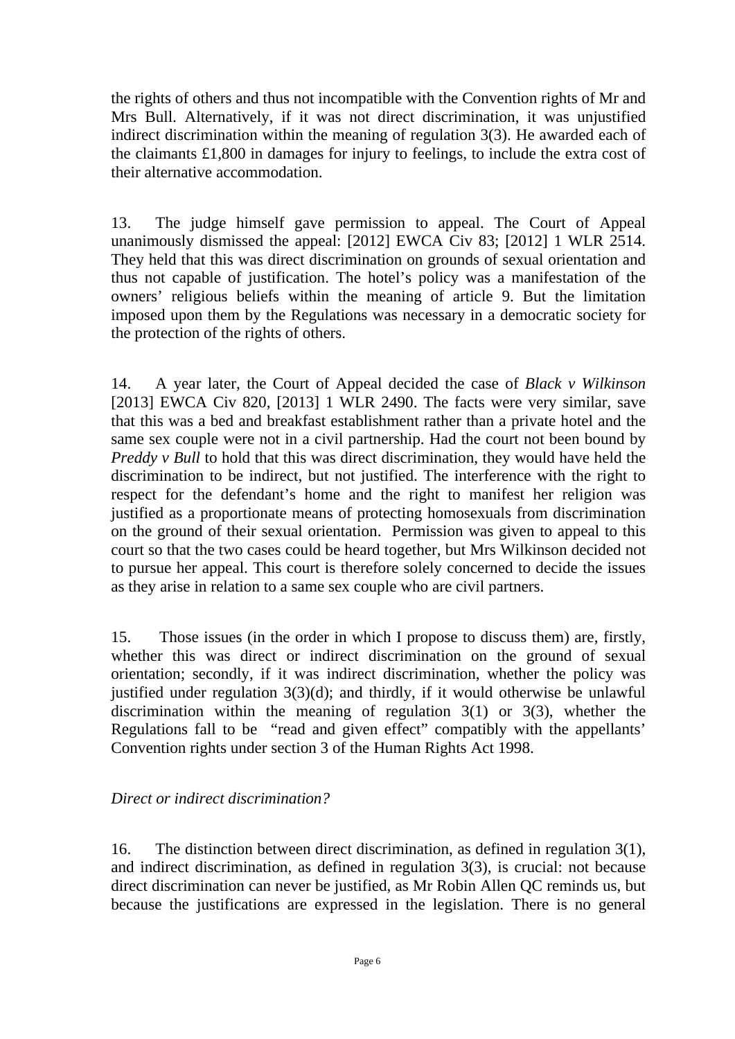the rights of others and thus not incompatible with the Convention rights of Mr and Mrs Bull. Alternatively, if it was not direct discrimination, it was unjustified indirect discrimination within the meaning of regulation 3(3). He awarded each of the claimants £1,800 in damages for injury to feelings, to include the extra cost of their alternative accommodation.

13. The judge himself gave permission to appeal. The Court of Appeal unanimously dismissed the appeal: [2012] EWCA Civ 83; [2012] 1 WLR 2514. They held that this was direct discrimination on grounds of sexual orientation and thus not capable of justification. The hotel's policy was a manifestation of the owners' religious beliefs within the meaning of article 9. But the limitation imposed upon them by the Regulations was necessary in a democratic society for the protection of the rights of others.

14. A year later, the Court of Appeal decided the case of *Black v Wilkinson* [2013] EWCA Civ 820, [2013] 1 WLR 2490. The facts were very similar, save that this was a bed and breakfast establishment rather than a private hotel and the same sex couple were not in a civil partnership. Had the court not been bound by *Preddy v Bull* to hold that this was direct discrimination, they would have held the discrimination to be indirect, but not justified. The interference with the right to respect for the defendant's home and the right to manifest her religion was justified as a proportionate means of protecting homosexuals from discrimination on the ground of their sexual orientation. Permission was given to appeal to this court so that the two cases could be heard together, but Mrs Wilkinson decided not to pursue her appeal. This court is therefore solely concerned to decide the issues as they arise in relation to a same sex couple who are civil partners.

15. Those issues (in the order in which I propose to discuss them) are, firstly, whether this was direct or indirect discrimination on the ground of sexual orientation; secondly, if it was indirect discrimination, whether the policy was justified under regulation 3(3)(d); and thirdly, if it would otherwise be unlawful discrimination within the meaning of regulation 3(1) or 3(3), whether the Regulations fall to be "read and given effect" compatibly with the appellants' Convention rights under section 3 of the Human Rights Act 1998.

*Direct or indirect discrimination?*

16. The distinction between direct discrimination, as defined in regulation 3(1), and indirect discrimination, as defined in regulation 3(3), is crucial: not because direct discrimination can never be justified, as Mr Robin Allen QC reminds us, but because the justifications are expressed in the legislation. There is no general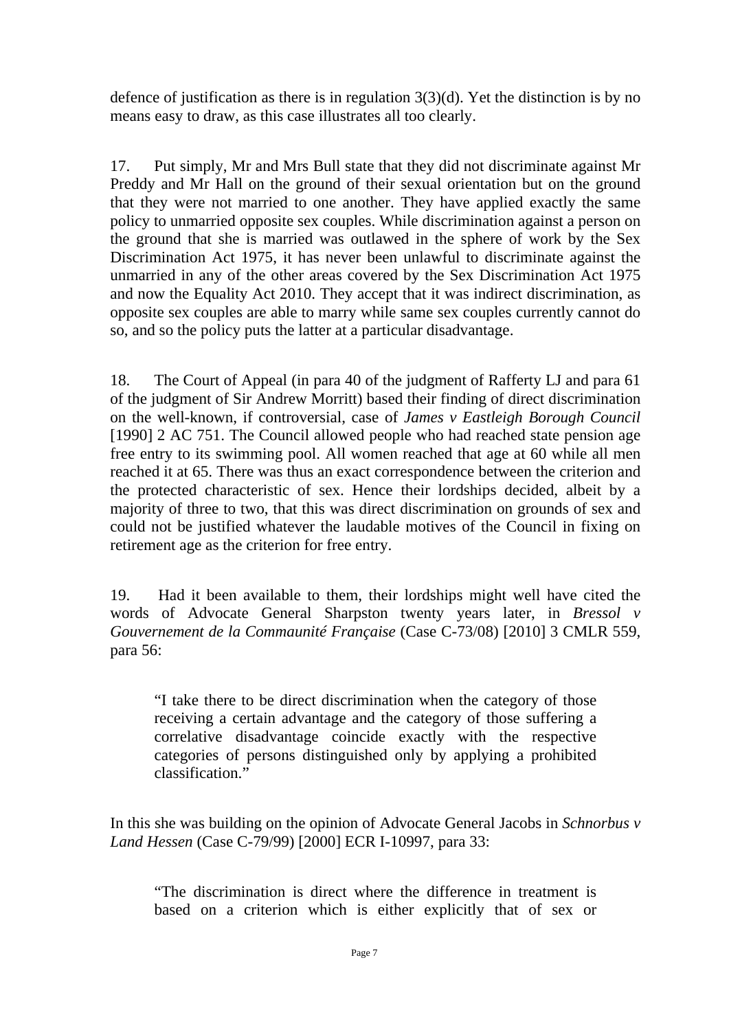defence of justification as there is in regulation 3(3)(d). Yet the distinction is by no means easy to draw, as this case illustrates all too clearly.

17. Put simply, Mr and Mrs Bull state that they did not discriminate against Mr Preddy and Mr Hall on the ground of their sexual orientation but on the ground that they were not married to one another. They have applied exactly the same policy to unmarried opposite sex couples. While discrimination against a person on the ground that she is married was outlawed in the sphere of work by the Sex Discrimination Act 1975, it has never been unlawful to discriminate against the unmarried in any of the other areas covered by the Sex Discrimination Act 1975 and now the Equality Act 2010. They accept that it was indirect discrimination, as opposite sex couples are able to marry while same sex couples currently cannot do so, and so the policy puts the latter at a particular disadvantage.

18. The Court of Appeal (in para 40 of the judgment of Rafferty LJ and para 61 of the judgment of Sir Andrew Morritt) based their finding of direct discrimination on the well-known, if controversial, case of *James v Eastleigh Borough Council* [1990] 2 AC 751. The Council allowed people who had reached state pension age free entry to its swimming pool. All women reached that age at 60 while all men reached it at 65. There was thus an exact correspondence between the criterion and the protected characteristic of sex. Hence their lordships decided, albeit by a majority of three to two, that this was direct discrimination on grounds of sex and could not be justified whatever the laudable motives of the Council in fixing on retirement age as the criterion for free entry.

19. Had it been available to them, their lordships might well have cited the words of Advocate General Sharpston twenty years later, in *Bressol v Gouvernement de la Communauté Française* (Case C-73/08) [2010] 3 CMLR 559, para 56:

> "I take there to be direct discrimination when the category of those receiving a certain advantage and the category of those suffering a correlative disadvantage coincide exactly with the respective categories of persons distinguished only by applying a prohibited classification."

In this she was building on the opinion of Advocate General Jacobs in *Schnorbus v Land Hessen* (Case C-79/99) [2000] ECR I-10997, para 33:

> "The discrimination is direct where the difference in treatment is based on a criterion which is either explicitly that of sex or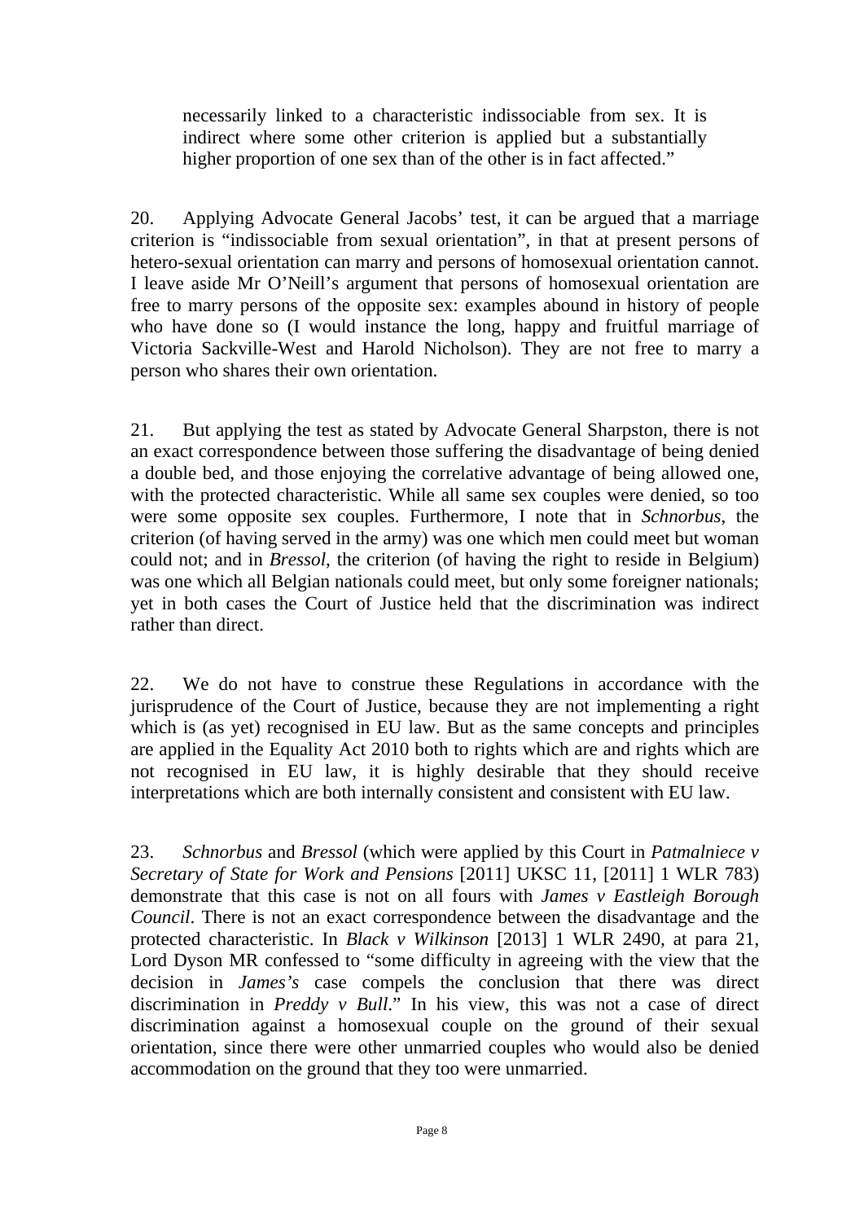necessarily linked to a characteristic indissociable from sex. It is indirect where some other criterion is applied but a substantially higher proportion of one sex than of the other is in fact affected."

20. Applying Advocate General Jacobs' test, it can be argued that a marriage criterion is "indissociable from sexual orientation", in that at present persons of hetero-sexual orientation can marry and persons of homosexual orientation cannot. I leave aside Mr O'Neill's argument that persons of homosexual orientation are free to marry persons of the opposite sex: examples abound in history of people who have done so (I would instance the long, happy and fruitful marriage of Victoria Sackville-West and Harold Nicholson). They are not free to marry a person who shares their own orientation.

21. But applying the test as stated by Advocate General Sharpston, there is not an exact correspondence between those suffering the disadvantage of being denied a double bed, and those enjoying the correlative advantage of being allowed one, with the protected characteristic. While all same sex couples were denied, so too were some opposite sex couples. Furthermore, I note that in *Schnorbus*, the criterion (of having served in the army) was one which men could meet but woman could not; and in *Bressol*, the criterion (of having the right to reside in Belgium) was one which all Belgian nationals could meet, but only some foreigner nationals; yet in both cases the Court of Justice held that the discrimination was indirect rather than direct.

22. We do not have to construe these Regulations in accordance with the jurisprudence of the Court of Justice, because they are not implementing a right which is (as yet) recognised in EU law. But as the same concepts and principles are applied in the Equality Act 2010 both to rights which are and rights which are not recognised in EU law, it is highly desirable that they should receive interpretations which are both internally consistent and consistent with EU law.

23. *Schnorbus* and *Bressol* (which were applied by this Court in *Patmalniece v Secretary of State for Work and Pensions* [2011] UKSC 11, [2011] 1 WLR 783) demonstrate that this case is not on all fours with *James v Eastleigh Borough Council*. There is not an exact correspondence between the disadvantage and the protected characteristic. In *Black v Wilkinson* [2013] 1 WLR 2490, at para 21, Lord Dyson MR confessed to "some difficulty in agreeing with the view that the decision in *James's* case compels the conclusion that there was direct discrimination in *Preddy v Bull*." In his view, this was not a case of direct discrimination against a homosexual couple on the ground of their sexual orientation, since there were other unmarried couples who would also be denied accommodation on the ground that they too were unmarried.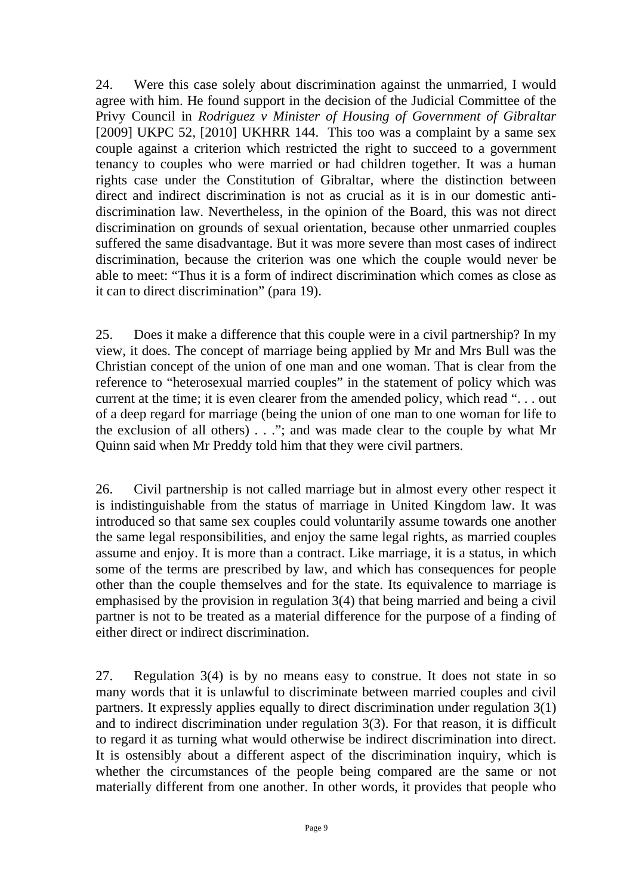24. Were this case solely about discrimination against the unmarried, I would agree with him. He found support in the decision of the Judicial Committee of the Privy Council in *Rodriguez v Minister of Housing of Government of Gibraltar* [2009] UKPC 52, [2010] UKHRR 144. This too was a complaint by a same sex couple against a criterion which restricted the right to succeed to a government tenancy to couples who were married or had children together. It was a human rights case under the Constitution of Gibraltar, where the distinction between direct and indirect discrimination is not as crucial as it is in our domestic anti-discrimination law. Nevertheless, in the opinion of the Board, this was not direct discrimination on grounds of sexual orientation, because other unmarried couples suffered the same disadvantage. But it was more severe than most cases of indirect discrimination, because the criterion was one which the couple would never be able to meet: "Thus it is a form of indirect discrimination which comes as close as it can to direct discrimination" (para 19).

25. Does it make a difference that this couple were in a civil partnership? In my view, it does. The concept of marriage being applied by Mr and Mrs Bull was the Christian concept of the union of one man and one woman. That is clear from the reference to "heterosexual married couples" in the statement of policy which was current at the time; it is even clearer from the amended policy, which read ". . . out of a deep regard for marriage (being the union of one man to one woman for life to the exclusion of all others) . . ."; and was made clear to the couple by what Mr Quinn said when Mr Preddy told him that they were civil partners.

26. Civil partnership is not called marriage but in almost every other respect it is indistinguishable from the status of marriage in United Kingdom law. It was introduced so that same sex couples could voluntarily assume towards one another the same legal responsibilities, and enjoy the same legal rights, as married couples assume and enjoy. It is more than a contract. Like marriage, it is a status, in which some of the terms are prescribed by law, and which has consequences for people other than the couple themselves and for the state. Its equivalence to marriage is emphasised by the provision in regulation 3(4) that being married and being a civil partner is not to be treated as a material difference for the purpose of a finding of either direct or indirect discrimination.

27. Regulation 3(4) is by no means easy to construe. It does not state in so many words that it is unlawful to discriminate between married couples and civil partners. It expressly applies equally to direct discrimination under regulation 3(1) and to indirect discrimination under regulation 3(3). For that reason, it is difficult to regard it as turning what would otherwise be indirect discrimination into direct. It is ostensibly about a different aspect of the discrimination inquiry, which is whether the circumstances of the people being compared are the same or not materially different from one another. In other words, it provides that people who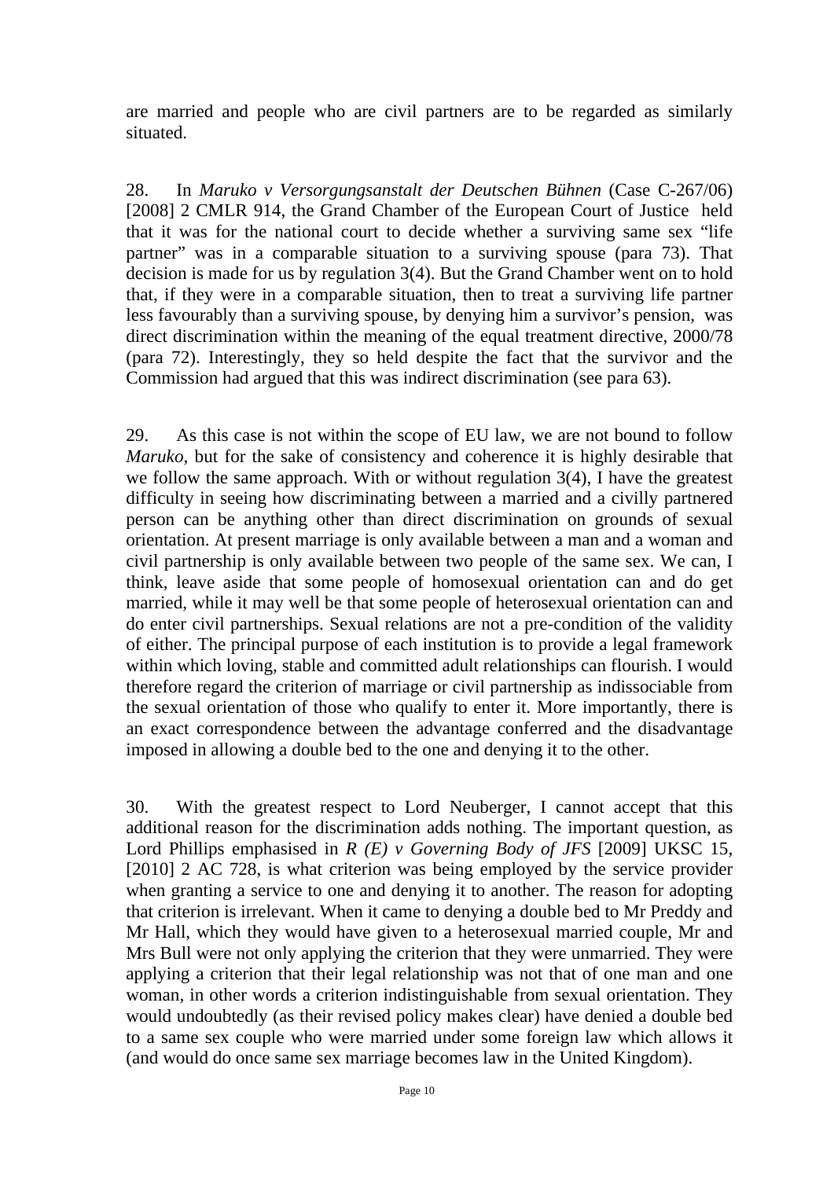are married and people who are civil partners are to be regarded as similarly situated.

28. In *Maruko v Versorgungsanstalt der Deutschen Bühnen* (Case C-267/06) [2008] 2 CMLR 914, the Grand Chamber of the European Court of Justice held that it was for the national court to decide whether a surviving same sex "life partner" was in a comparable situation to a surviving spouse (para 73). That decision is made for us by regulation 3(4). But the Grand Chamber went on to hold that, if they were in a comparable situation, then to treat a surviving life partner less favourably than a surviving spouse, by denying him a survivor's pension, was direct discrimination within the meaning of the equal treatment directive, 2000/78 (para 72). Interestingly, they so held despite the fact that the survivor and the Commission had argued that this was indirect discrimination (see para 63).

29. As this case is not within the scope of EU law, we are not bound to follow *Maruko*, but for the sake of consistency and coherence it is highly desirable that we follow the same approach. With or without regulation 3(4), I have the greatest difficulty in seeing how discriminating between a married and a civilly partnered person can be anything other than direct discrimination on grounds of sexual orientation. At present marriage is only available between a man and a woman and civil partnership is only available between two people of the same sex. We can, I think, leave aside that some people of homosexual orientation can and do get married, while it may well be that some people of heterosexual orientation can and do enter civil partnerships. Sexual relations are not a pre-condition of the validity of either. The principal purpose of each institution is to provide a legal framework within which loving, stable and committed adult relationships can flourish. I would therefore regard the criterion of marriage or civil partnership as indissociable from the sexual orientation of those who qualify to enter it. More importantly, there is an exact correspondence between the advantage conferred and the disadvantage imposed in allowing a double bed to the one and denying it to the other.

30. With the greatest respect to Lord Neuberger, I cannot accept that this additional reason for the discrimination adds nothing. The important question, as Lord Phillips emphasised in *R (E) v Governing Body of JFS* [2009] UKSC 15, [2010] 2 AC 728, is what criterion was being employed by the service provider when granting a service to one and denying it to another. The reason for adopting that criterion is irrelevant. When it came to denying a double bed to Mr Preddy and Mr Hall, which they would have given to a heterosexual married couple, Mr and Mrs Bull were not only applying the criterion that they were unmarried. They were applying a criterion that their legal relationship was not that of one man and one woman, in other words a criterion indistinguishable from sexual orientation. They would undoubtedly (as their revised policy makes clear) have denied a double bed to a same sex couple who were married under some foreign law which allows it (and would do once same sex marriage becomes law in the United Kingdom).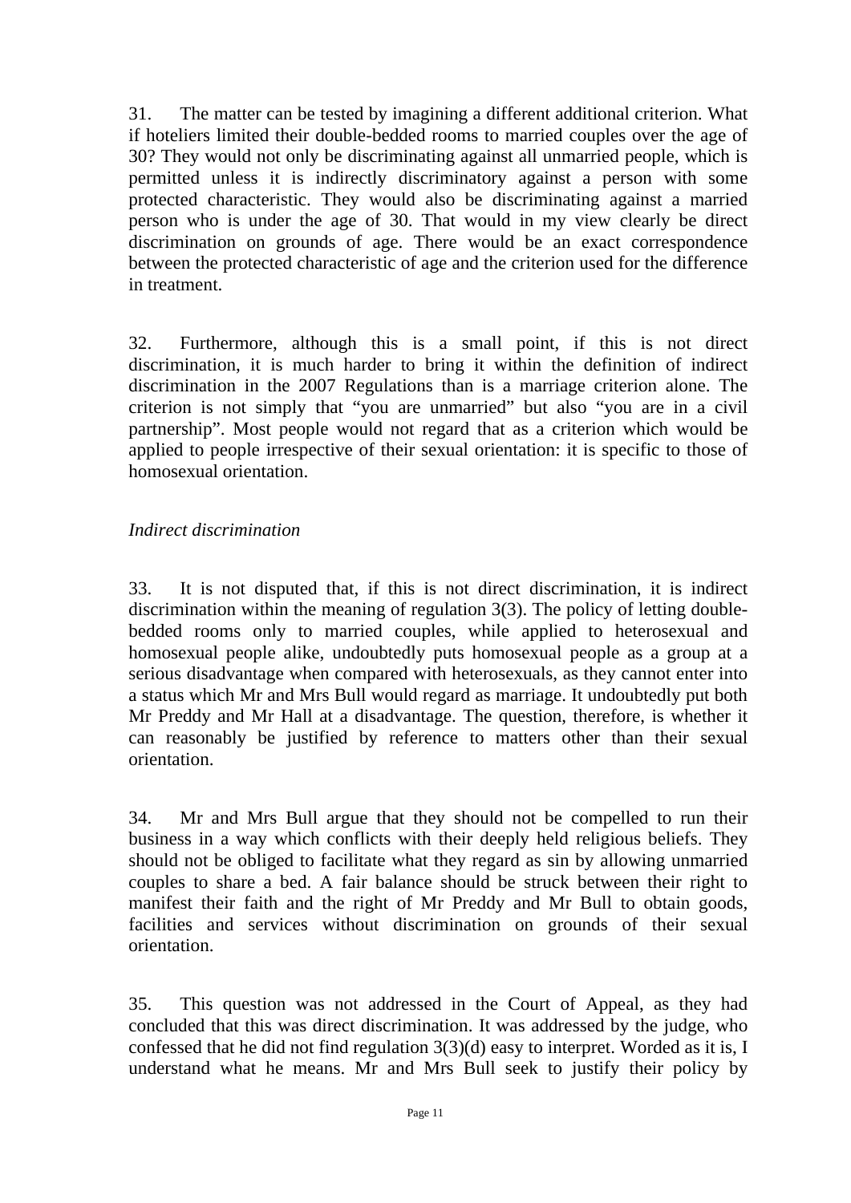31. The matter can be tested by imagining a different additional criterion. What if hoteliers limited their double-bedded rooms to married couples over the age of 30? They would not only be discriminating against all unmarried people, which is permitted unless it is indirectly discriminatory against a person with some protected characteristic. They would also be discriminating against a married person who is under the age of 30. That would in my view clearly be direct discrimination on grounds of age. There would be an exact correspondence between the protected characteristic of age and the criterion used for the difference in treatment.

32. Furthermore, although this is a small point, if this is not direct discrimination, it is much harder to bring it within the definition of indirect discrimination in the 2007 Regulations than is a marriage criterion alone. The criterion is not simply that "you are unmarried" but also "you are in a civil partnership". Most people would not regard that as a criterion which would be applied to people irrespective of their sexual orientation: it is specific to those of homosexual orientation.

*Indirect discrimination*

33. It is not disputed that, if this is not direct discrimination, it is indirect discrimination within the meaning of regulation 3(3). The policy of letting double-bedded rooms only to married couples, while applied to heterosexual and homosexual people alike, undoubtedly puts homosexual people as a group at a serious disadvantage when compared with heterosexuals, as they cannot enter into a status which Mr and Mrs Bull would regard as marriage. It undoubtedly put both Mr Preddy and Mr Hall at a disadvantage. The question, therefore, is whether it can reasonably be justified by reference to matters other than their sexual orientation.

34. Mr and Mrs Bull argue that they should not be compelled to run their business in a way which conflicts with their deeply held religious beliefs. They should not be obliged to facilitate what they regard as sin by allowing unmarried couples to share a bed. A fair balance should be struck between their right to manifest their faith and the right of Mr Preddy and Mr Bull to obtain goods, facilities and services without discrimination on grounds of their sexual orientation.

35. This question was not addressed in the Court of Appeal, as they had concluded that this was direct discrimination. It was addressed by the judge, who confessed that he did not find regulation 3(3)(d) easy to interpret. Worded as it is, I understand what he means. Mr and Mrs Bull seek to justify their policy by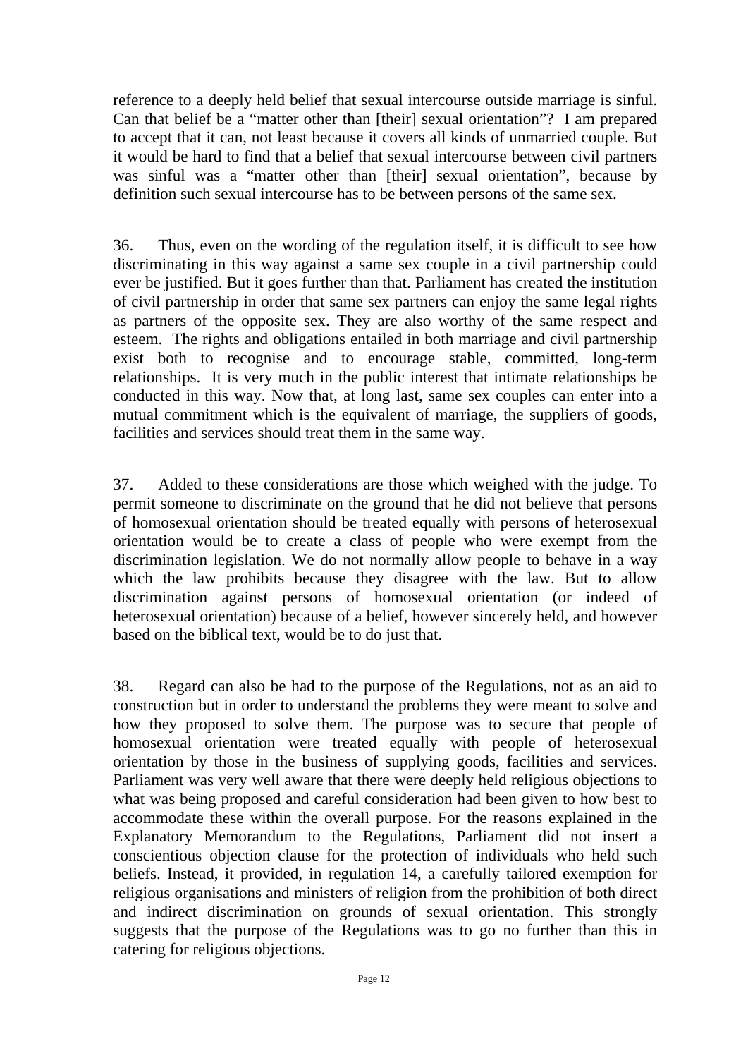reference to a deeply held belief that sexual intercourse outside marriage is sinful. Can that belief be a "matter other than [their] sexual orientation"? I am prepared to accept that it can, not least because it covers all kinds of unmarried couple. But it would be hard to find that a belief that sexual intercourse between civil partners was sinful was a "matter other than [their] sexual orientation", because by definition such sexual intercourse has to be between persons of the same sex.

36. Thus, even on the wording of the regulation itself, it is difficult to see how discriminating in this way against a same sex couple in a civil partnership could ever be justified. But it goes further than that. Parliament has created the institution of civil partnership in order that same sex partners can enjoy the same legal rights as partners of the opposite sex. They are also worthy of the same respect and esteem. The rights and obligations entailed in both marriage and civil partnership exist both to recognise and to encourage stable, committed, long-term relationships. It is very much in the public interest that intimate relationships be conducted in this way. Now that, at long last, same sex couples can enter into a mutual commitment which is the equivalent of marriage, the suppliers of goods, facilities and services should treat them in the same way.

37. Added to these considerations are those which weighed with the judge. To permit someone to discriminate on the ground that he did not believe that persons of homosexual orientation should be treated equally with persons of heterosexual orientation would be to create a class of people who were exempt from the discrimination legislation. We do not normally allow people to behave in a way which the law prohibits because they disagree with the law. But to allow discrimination against persons of homosexual orientation (or indeed of heterosexual orientation) because of a belief, however sincerely held, and however based on the biblical text, would be to do just that.

38. Regard can also be had to the purpose of the Regulations, not as an aid to construction but in order to understand the problems they were meant to solve and how they proposed to solve them. The purpose was to secure that people of homosexual orientation were treated equally with people of heterosexual orientation by those in the business of supplying goods, facilities and services. Parliament was very well aware that there were deeply held religious objections to what was being proposed and careful consideration had been given to how best to accommodate these within the overall purpose. For the reasons explained in the Explanatory Memorandum to the Regulations, Parliament did not insert a conscientious objection clause for the protection of individuals who held such beliefs. Instead, it provided, in regulation 14, a carefully tailored exemption for religious organisations and ministers of religion from the prohibition of both direct and indirect discrimination on grounds of sexual orientation. This strongly suggests that the purpose of the Regulations was to go no further than this in catering for religious objections.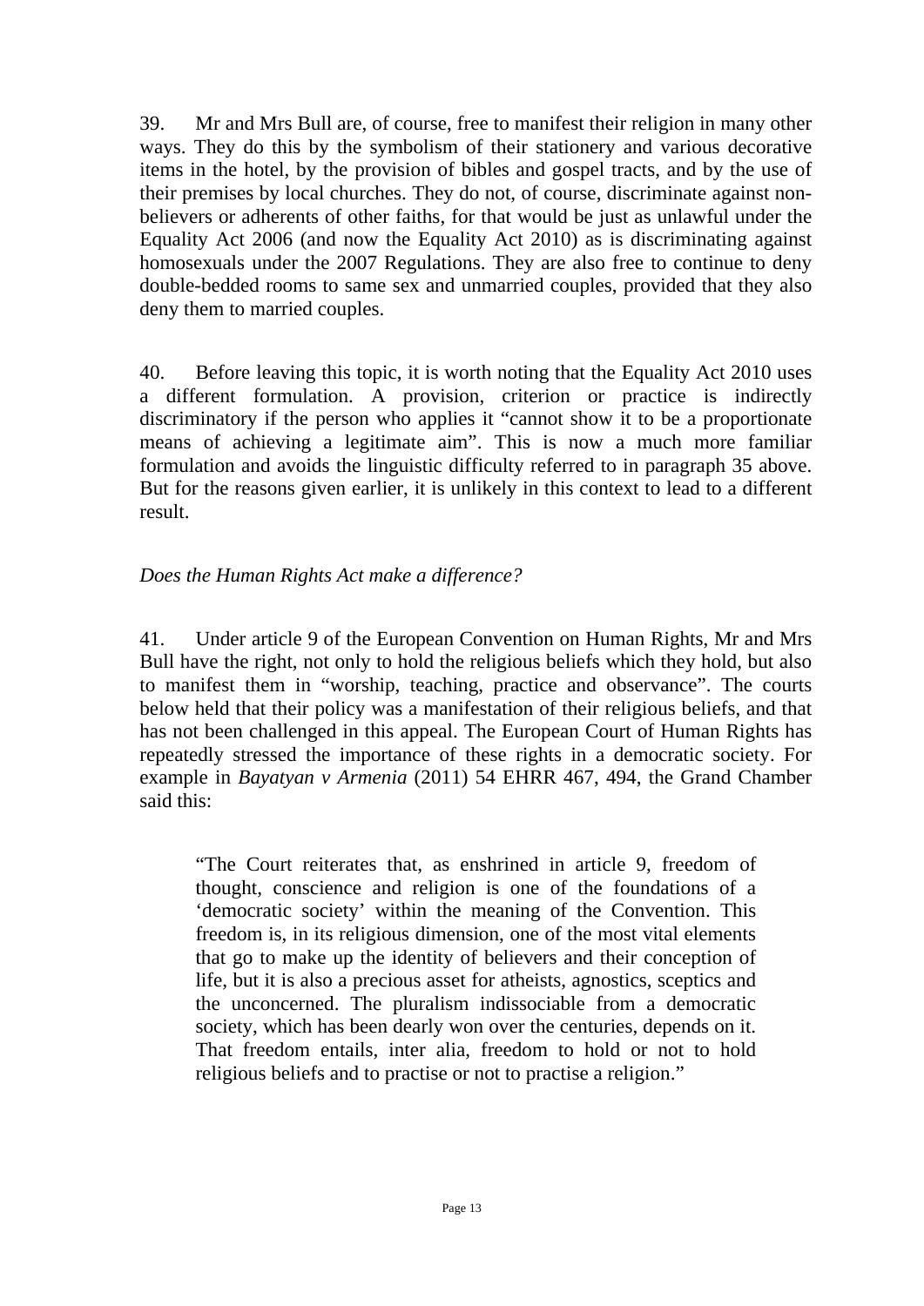39. Mr and Mrs Bull are, of course, free to manifest their religion in many other ways. They do this by the symbolism of their stationery and various decorative items in the hotel, by the provision of bibles and gospel tracts, and by the use of their premises by local churches. They do not, of course, discriminate against non-believers or adherents of other faiths, for that would be just as unlawful under the Equality Act 2006 (and now the Equality Act 2010) as is discriminating against homosexuals under the 2007 Regulations. They are also free to continue to deny double-bedded rooms to same sex and unmarried couples, provided that they also deny them to married couples.

40. Before leaving this topic, it is worth noting that the Equality Act 2010 uses a different formulation. A provision, criterion or practice is indirectly discriminatory if the person who applies it "cannot show it to be a proportionate means of achieving a legitimate aim". This is now a much more familiar formulation and avoids the linguistic difficulty referred to in paragraph 35 above. But for the reasons given earlier, it is unlikely in this context to lead to a different result.

*Does the Human Rights Act make a difference?*

41. Under article 9 of the European Convention on Human Rights, Mr and Mrs Bull have the right, not only to hold the religious beliefs which they hold, but also to manifest them in "worship, teaching, practice and observance". The courts below held that their policy was a manifestation of their religious beliefs, and that has not been challenged in this appeal. The European Court of Human Rights has repeatedly stressed the importance of these rights in a democratic society. For example in *Bayatyan v Armenia* (2011) 54 EHRR 467, 494, the Grand Chamber said this:

> "The Court reiterates that, as enshrined in article 9, freedom of thought, conscience and religion is one of the foundations of a 'democratic society' within the meaning of the Convention. This freedom is, in its religious dimension, one of the most vital elements that go to make up the identity of believers and their conception of life, but it is also a precious asset for atheists, agnostics, sceptics and the unconcerned. The pluralism indissociable from a democratic society, which has been dearly won over the centuries, depends on it. That freedom entails, inter alia, freedom to hold or not to hold religious beliefs and to practise or not to practise a religion."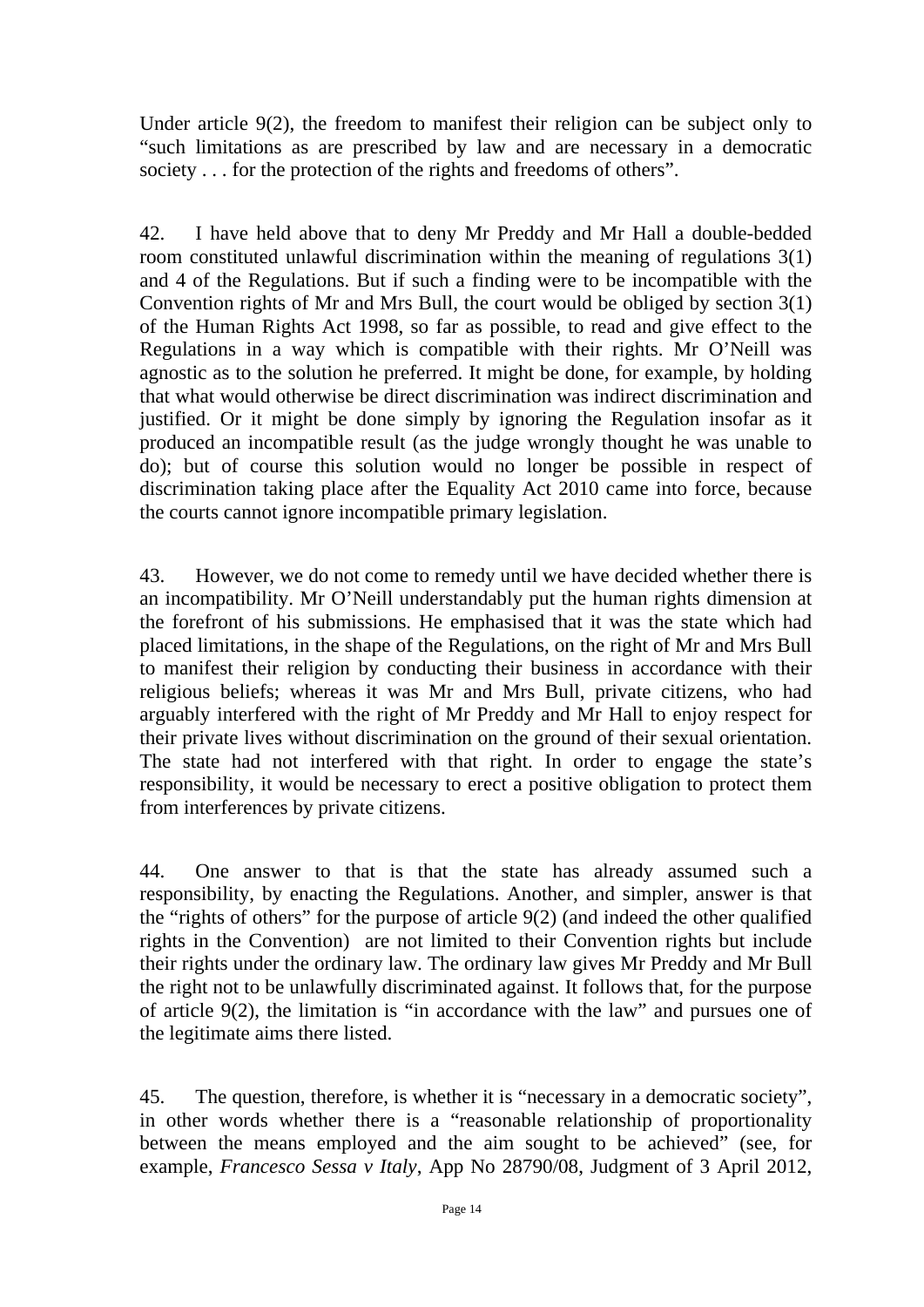Under article 9(2), the freedom to manifest their religion can be subject only to "such limitations as are prescribed by law and are necessary in a democratic society . . . for the protection of the rights and freedoms of others".

42. I have held above that to deny Mr Preddy and Mr Hall a double-bedded room constituted unlawful discrimination within the meaning of regulations 3(1) and 4 of the Regulations. But if such a finding were to be incompatible with the Convention rights of Mr and Mrs Bull, the court would be obliged by section 3(1) of the Human Rights Act 1998, so far as possible, to read and give effect to the Regulations in a way which is compatible with their rights. Mr O'Neill was agnostic as to the solution he preferred. It might be done, for example, by holding that what would otherwise be direct discrimination was indirect discrimination and justified. Or it might be done simply by ignoring the Regulation insofar as it produced an incompatible result (as the judge wrongly thought he was unable to do); but of course this solution would no longer be possible in respect of discrimination taking place after the Equality Act 2010 came into force, because the courts cannot ignore incompatible primary legislation.

43. However, we do not come to remedy until we have decided whether there is an incompatibility. Mr O'Neill understandably put the human rights dimension at the forefront of his submissions. He emphasised that it was the state which had placed limitations, in the shape of the Regulations, on the right of Mr and Mrs Bull to manifest their religion by conducting their business in accordance with their religious beliefs; whereas it was Mr and Mrs Bull, private citizens, who had arguably interfered with the right of Mr Preddy and Mr Hall to enjoy respect for their private lives without discrimination on the ground of their sexual orientation. The state had not interfered with that right. In order to engage the state's responsibility, it would be necessary to erect a positive obligation to protect them from interferences by private citizens.

44. One answer to that is that the state has already assumed such a responsibility, by enacting the Regulations. Another, and simpler, answer is that the "rights of others" for the purpose of article 9(2) (and indeed the other qualified rights in the Convention) are not limited to their Convention rights but include their rights under the ordinary law. The ordinary law gives Mr Preddy and Mr Bull the right not to be unlawfully discriminated against. It follows that, for the purpose of article 9(2), the limitation is "in accordance with the law" and pursues one of the legitimate aims there listed.

45. The question, therefore, is whether it is "necessary in a democratic society", in other words whether there is a "reasonable relationship of proportionality between the means employed and the aim sought to be achieved" (see, for example, *Francesco Sessa v Italy*, App No 28790/08, Judgment of 3 April 2012,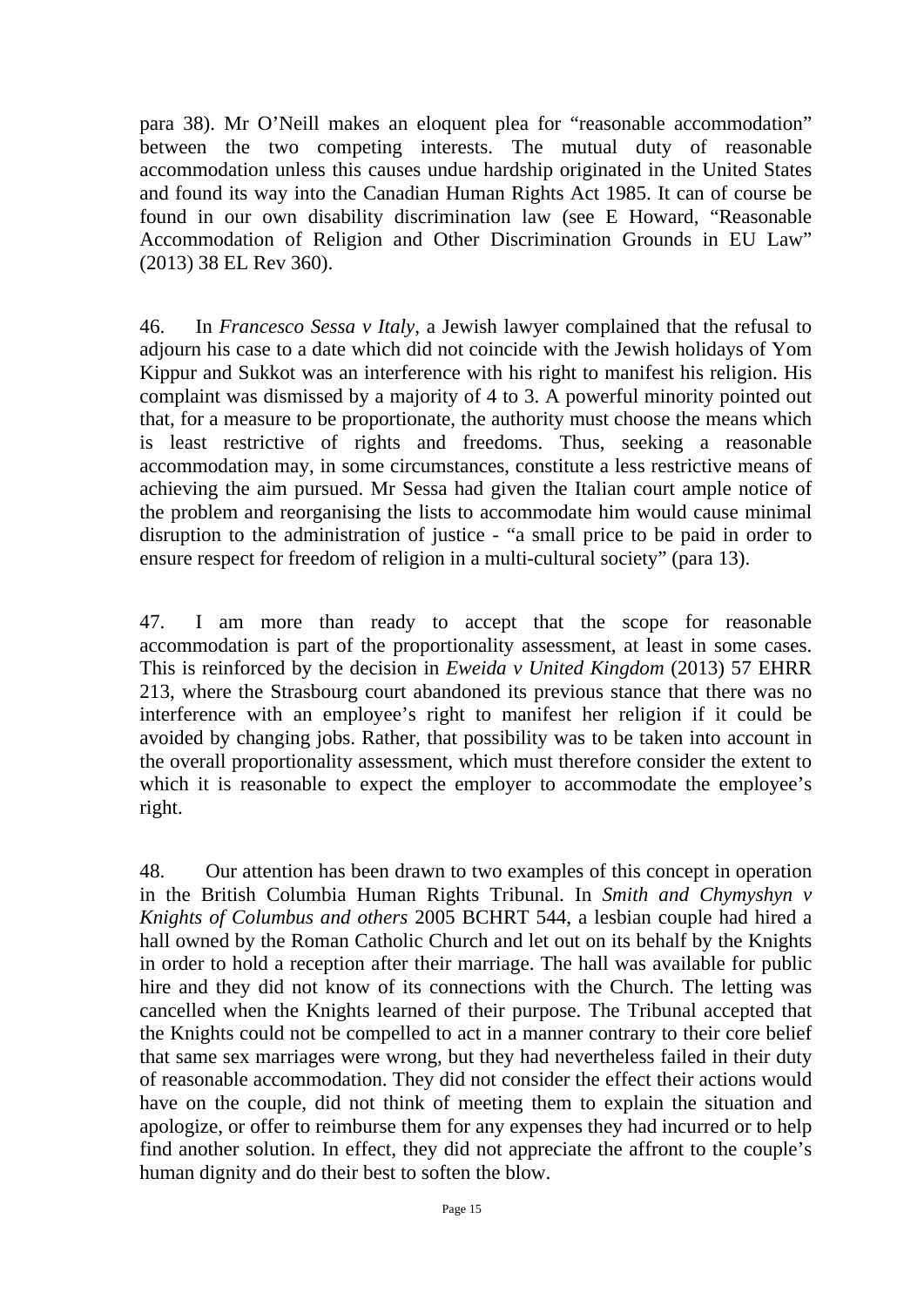para 38). Mr O'Neill makes an eloquent plea for "reasonable accommodation" between the two competing interests. The mutual duty of reasonable accommodation unless this causes undue hardship originated in the United States and found its way into the Canadian Human Rights Act 1985. It can of course be found in our own disability discrimination law (see E Howard, "Reasonable Accommodation of Religion and Other Discrimination Grounds in EU Law" (2013) 38 EL Rev 360).

46. In *Francesco Sessa v Italy*, a Jewish lawyer complained that the refusal to adjourn his case to a date which did not coincide with the Jewish holidays of Yom Kippur and Sukkot was an interference with his right to manifest his religion. His complaint was dismissed by a majority of 4 to 3. A powerful minority pointed out that, for a measure to be proportionate, the authority must choose the means which is least restrictive of rights and freedoms. Thus, seeking a reasonable accommodation may, in some circumstances, constitute a less restrictive means of achieving the aim pursued. Mr Sessa had given the Italian court ample notice of the problem and reorganising the lists to accommodate him would cause minimal disruption to the administration of justice - "a small price to be paid in order to ensure respect for freedom of religion in a multi-cultural society" (para 13).

47. I am more than ready to accept that the scope for reasonable accommodation is part of the proportionality assessment, at least in some cases. This is reinforced by the decision in *Eweida v United Kingdom* (2013) 57 EHRR 213, where the Strasbourg court abandoned its previous stance that there was no interference with an employee's right to manifest her religion if it could be avoided by changing jobs. Rather, that possibility was to be taken into account in the overall proportionality assessment, which must therefore consider the extent to which it is reasonable to expect the employer to accommodate the employee's right.

48. Our attention has been drawn to two examples of this concept in operation in the British Columbia Human Rights Tribunal. In *Smith and Chymyshyn v Knights of Columbus and others* 2005 BCHRT 544, a lesbian couple had hired a hall owned by the Roman Catholic Church and let out on its behalf by the Knights in order to hold a reception after their marriage. The hall was available for public hire and they did not know of its connections with the Church. The letting was cancelled when the Knights learned of their purpose. The Tribunal accepted that the Knights could not be compelled to act in a manner contrary to their core belief that same sex marriages were wrong, but they had nevertheless failed in their duty of reasonable accommodation. They did not consider the effect their actions would have on the couple, did not think of meeting them to explain the situation and apologize, or offer to reimburse them for any expenses they had incurred or to help find another solution. In effect, they did not appreciate the affront to the couple's human dignity and do their best to soften the blow.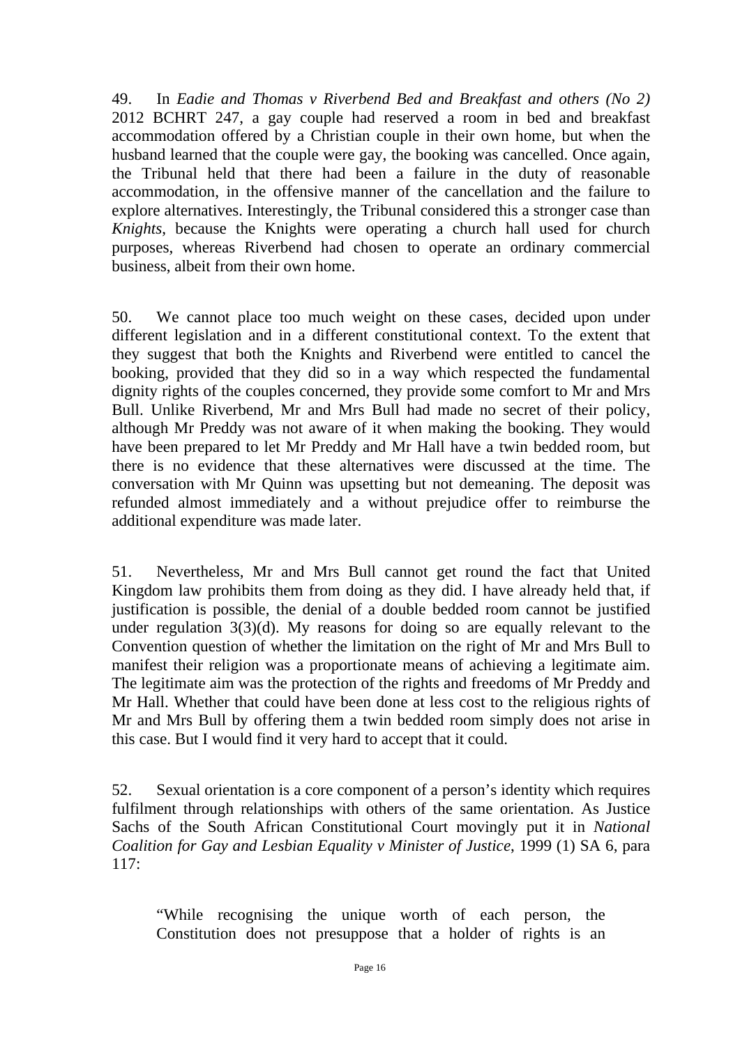49. In *Eadie and Thomas v Riverbend Bed and Breakfast and others (No 2)* 2012 BCHRT 247, a gay couple had reserved a room in bed and breakfast accommodation offered by a Christian couple in their own home, but when the husband learned that the couple were gay, the booking was cancelled. Once again, the Tribunal held that there had been a failure in the duty of reasonable accommodation, in the offensive manner of the cancellation and the failure to explore alternatives. Interestingly, the Tribunal considered this a stronger case than *Knights*, because the Knights were operating a church hall used for church purposes, whereas Riverbend had chosen to operate an ordinary commercial business, albeit from their own home.

50. We cannot place too much weight on these cases, decided upon under different legislation and in a different constitutional context. To the extent that they suggest that both the Knights and Riverbend were entitled to cancel the booking, provided that they did so in a way which respected the fundamental dignity rights of the couples concerned, they provide some comfort to Mr and Mrs Bull. Unlike Riverbend, Mr and Mrs Bull had made no secret of their policy, although Mr Preddy was not aware of it when making the booking. They would have been prepared to let Mr Preddy and Mr Hall have a twin bedded room, but there is no evidence that these alternatives were discussed at the time. The conversation with Mr Quinn was upsetting but not demeaning. The deposit was refunded almost immediately and a without prejudice offer to reimburse the additional expenditure was made later.

51. Nevertheless, Mr and Mrs Bull cannot get round the fact that United Kingdom law prohibits them from doing as they did. I have already held that, if justification is possible, the denial of a double bedded room cannot be justified under regulation 3(3)(d). My reasons for doing so are equally relevant to the Convention question of whether the limitation on the right of Mr and Mrs Bull to manifest their religion was a proportionate means of achieving a legitimate aim. The legitimate aim was the protection of the rights and freedoms of Mr Preddy and Mr Hall. Whether that could have been done at less cost to the religious rights of Mr and Mrs Bull by offering them a twin bedded room simply does not arise in this case. But I would find it very hard to accept that it could.

52. Sexual orientation is a core component of a person's identity which requires fulfilment through relationships with others of the same orientation. As Justice Sachs of the South African Constitutional Court movingly put it in *National Coalition for Gay and Lesbian Equality v Minister of Justice*, 1999 (1) SA 6, para 117:

> "While recognising the unique worth of each person, the Constitution does not presuppose that a holder of rights is an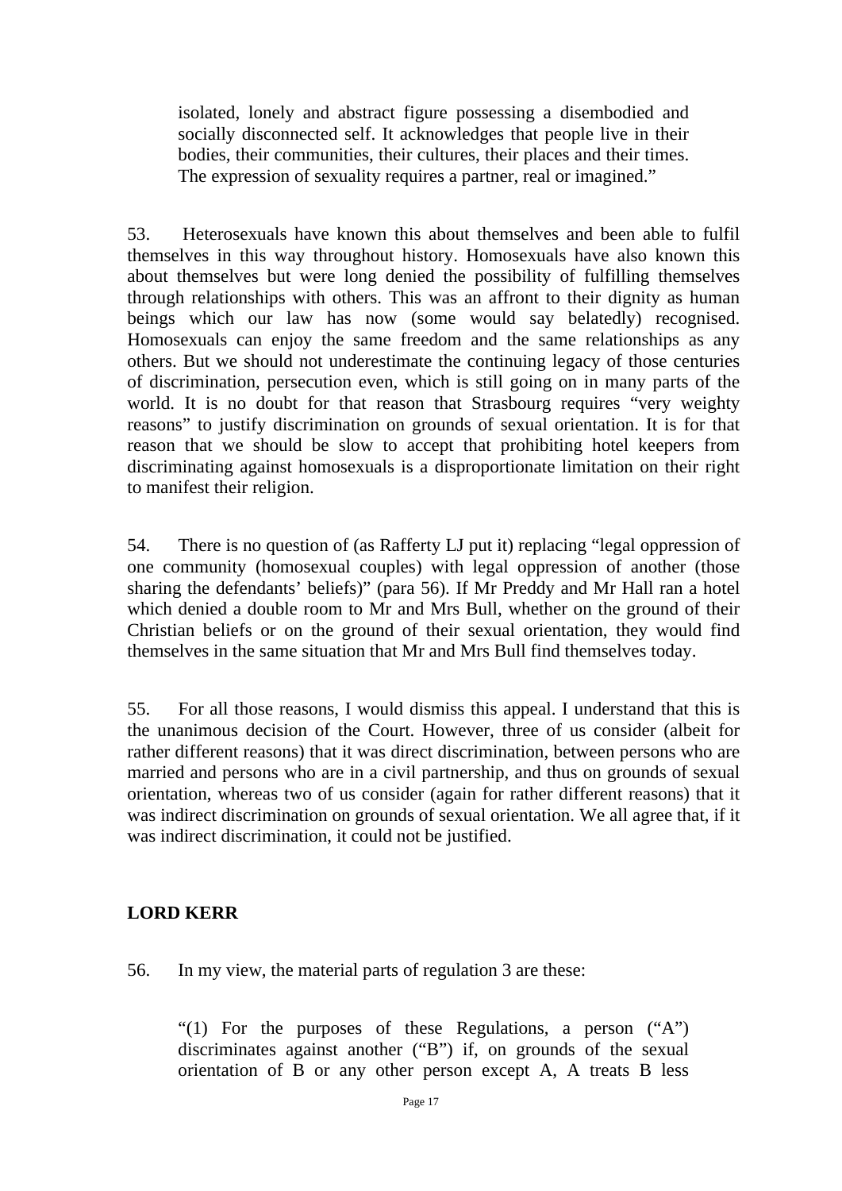isolated, lonely and abstract figure possessing a disembodied and socially disconnected self. It acknowledges that people live in their bodies, their communities, their cultures, their places and their times. The expression of sexuality requires a partner, real or imagined."

53. Heterosexuals have known this about themselves and been able to fulfil themselves in this way throughout history. Homosexuals have also known this about themselves but were long denied the possibility of fulfilling themselves through relationships with others. This was an affront to their dignity as human beings which our law has now (some would say belatedly) recognised. Homosexuals can enjoy the same freedom and the same relationships as any others. But we should not underestimate the continuing legacy of those centuries of discrimination, persecution even, which is still going on in many parts of the world. It is no doubt for that reason that Strasbourg requires "very weighty reasons" to justify discrimination on grounds of sexual orientation. It is for that reason that we should be slow to accept that prohibiting hotel keepers from discriminating against homosexuals is a disproportionate limitation on their right to manifest their religion.

54. There is no question of (as Rafferty LJ put it) replacing "legal oppression of one community (homosexual couples) with legal oppression of another (those sharing the defendants' beliefs)" (para 56). If Mr Preddy and Mr Hall ran a hotel which denied a double room to Mr and Mrs Bull, whether on the ground of their Christian beliefs or on the ground of their sexual orientation, they would find themselves in the same situation that Mr and Mrs Bull find themselves today.

55. For all those reasons, I would dismiss this appeal. I understand that this is the unanimous decision of the Court. However, three of us consider (albeit for rather different reasons) that it was direct discrimination, between persons who are married and persons who are in a civil partnership, and thus on grounds of sexual orientation, whereas two of us consider (again for rather different reasons) that it was indirect discrimination on grounds of sexual orientation. We all agree that, if it was indirect discrimination, it could not be justified.

**LORD KERR**

56. In my view, the material parts of regulation 3 are these:

> "(1) For the purposes of these Regulations, a person ("A") discriminates against another ("B") if, on grounds of the sexual orientation of B or any other person except A, A treats B less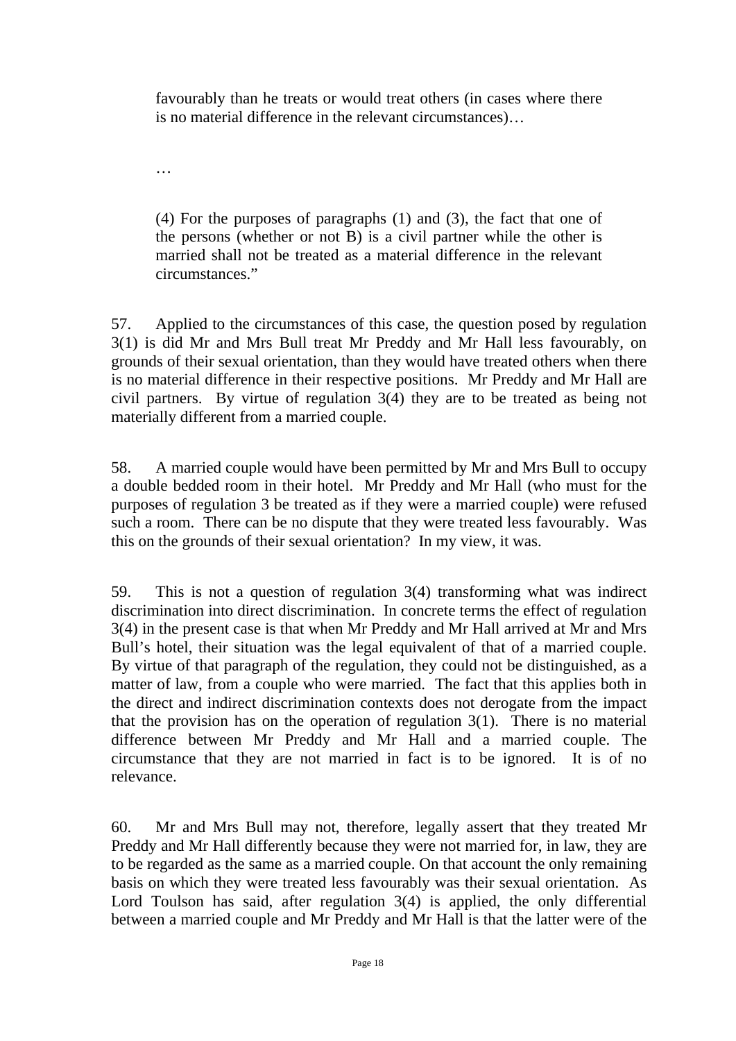> favourably than he treats or would treat others (in cases where there is no material difference in the relevant circumstances)…
>
> …
>
> (4) For the purposes of paragraphs (1) and (3), the fact that one of the persons (whether or not B) is a civil partner while the other is married shall not be treated as a material difference in the relevant circumstances."

57. Applied to the circumstances of this case, the question posed by regulation 3(1) is did Mr and Mrs Bull treat Mr Preddy and Mr Hall less favourably, on grounds of their sexual orientation, than they would have treated others when there is no material difference in their respective positions. Mr Preddy and Mr Hall are civil partners. By virtue of regulation 3(4) they are to be treated as being not materially different from a married couple.

58. A married couple would have been permitted by Mr and Mrs Bull to occupy a double bedded room in their hotel. Mr Preddy and Mr Hall (who must for the purposes of regulation 3 be treated as if they were a married couple) were refused such a room. There can be no dispute that they were treated less favourably. Was this on the grounds of their sexual orientation? In my view, it was.

59. This is not a question of regulation 3(4) transforming what was indirect discrimination into direct discrimination. In concrete terms the effect of regulation 3(4) in the present case is that when Mr Preddy and Mr Hall arrived at Mr and Mrs Bull's hotel, their situation was the legal equivalent of that of a married couple. By virtue of that paragraph of the regulation, they could not be distinguished, as a matter of law, from a couple who were married. The fact that this applies both in the direct and indirect discrimination contexts does not derogate from the impact that the provision has on the operation of regulation 3(1). There is no material difference between Mr Preddy and Mr Hall and a married couple. The circumstance that they are not married in fact is to be ignored. It is of no relevance.

60. Mr and Mrs Bull may not, therefore, legally assert that they treated Mr Preddy and Mr Hall differently because they were not married for, in law, they are to be regarded as the same as a married couple. On that account the only remaining basis on which they were treated less favourably was their sexual orientation. As Lord Toulson has said, after regulation 3(4) is applied, the only differential between a married couple and Mr Preddy and Mr Hall is that the latter were of the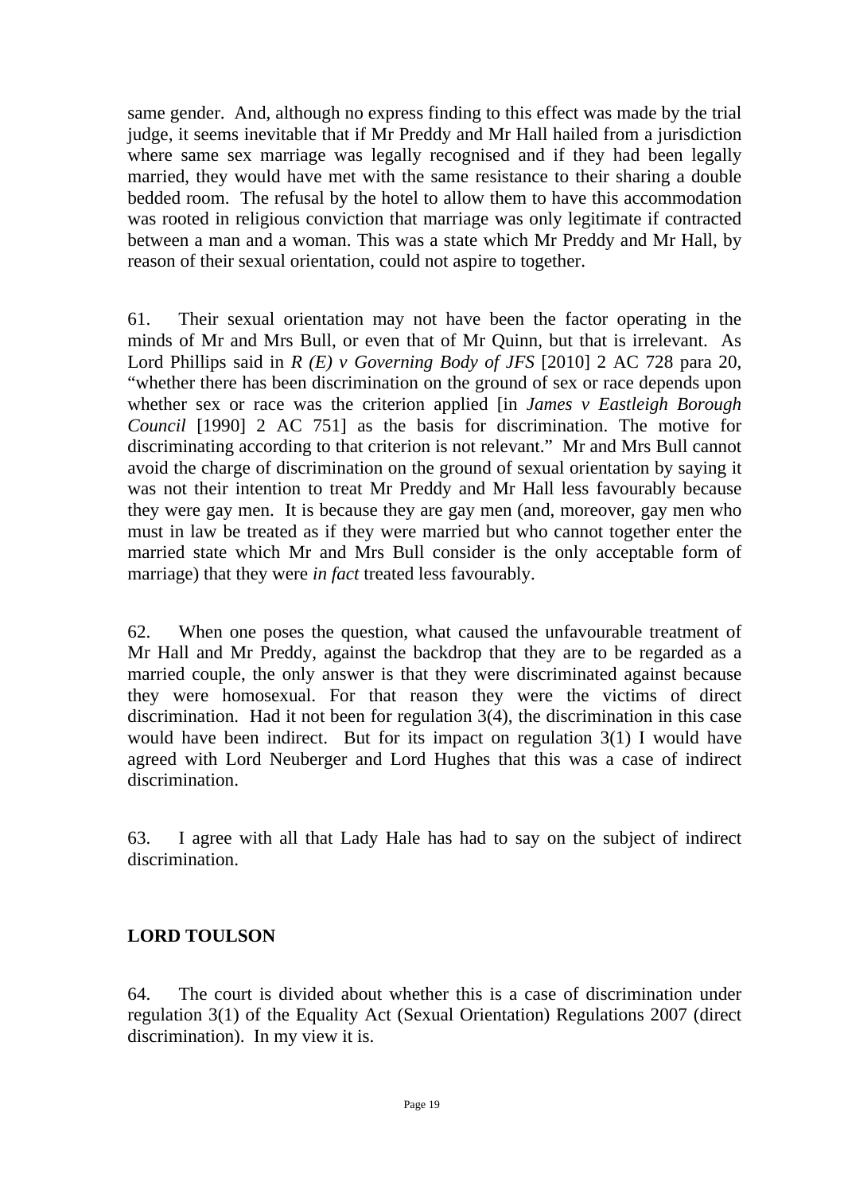same gender. And, although no express finding to this effect was made by the trial judge, it seems inevitable that if Mr Preddy and Mr Hall hailed from a jurisdiction where same sex marriage was legally recognised and if they had been legally married, they would have met with the same resistance to their sharing a double bedded room. The refusal by the hotel to allow them to have this accommodation was rooted in religious conviction that marriage was only legitimate if contracted between a man and a woman. This was a state which Mr Preddy and Mr Hall, by reason of their sexual orientation, could not aspire to together.

61. Their sexual orientation may not have been the factor operating in the minds of Mr and Mrs Bull, or even that of Mr Quinn, but that is irrelevant. As Lord Phillips said in *R (E) v Governing Body of JFS* [2010] 2 AC 728 para 20, "whether there has been discrimination on the ground of sex or race depends upon whether sex or race was the criterion applied [in *James v Eastleigh Borough Council* [1990] 2 AC 751] as the basis for discrimination. The motive for discriminating according to that criterion is not relevant." Mr and Mrs Bull cannot avoid the charge of discrimination on the ground of sexual orientation by saying it was not their intention to treat Mr Preddy and Mr Hall less favourably because they were gay men. It is because they are gay men (and, moreover, gay men who must in law be treated as if they were married but who cannot together enter the married state which Mr and Mrs Bull consider is the only acceptable form of marriage) that they were *in fact* treated less favourably.

62. When one poses the question, what caused the unfavourable treatment of Mr Hall and Mr Preddy, against the backdrop that they are to be regarded as a married couple, the only answer is that they were discriminated against because they were homosexual. For that reason they were the victims of direct discrimination. Had it not been for regulation 3(4), the discrimination in this case would have been indirect. But for its impact on regulation 3(1) I would have agreed with Lord Neuberger and Lord Hughes that this was a case of indirect discrimination.

63. I agree with all that Lady Hale has had to say on the subject of indirect discrimination.

## LORD TOULSON

64. The court is divided about whether this is a case of discrimination under regulation 3(1) of the Equality Act (Sexual Orientation) Regulations 2007 (direct discrimination). In my view it is.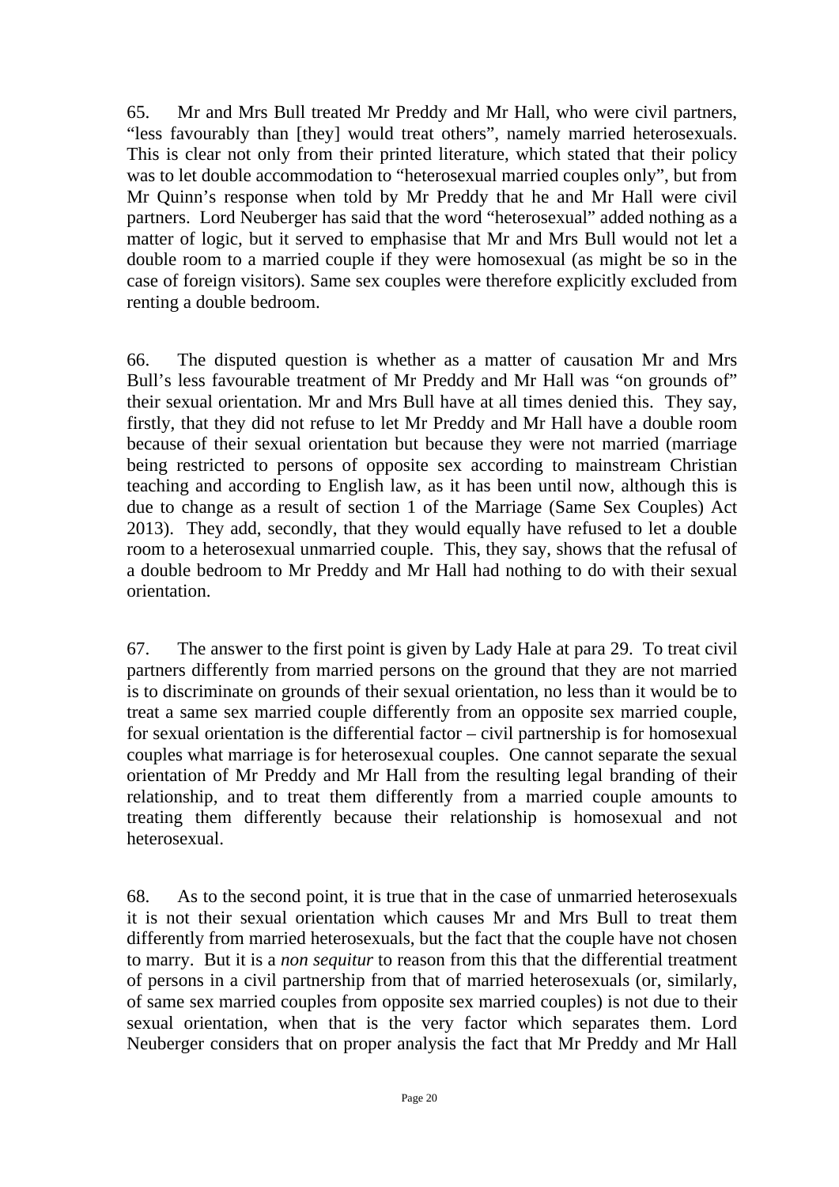65. Mr and Mrs Bull treated Mr Preddy and Mr Hall, who were civil partners, "less favourably than [they] would treat others", namely married heterosexuals. This is clear not only from their printed literature, which stated that their policy was to let double accommodation to "heterosexual married couples only", but from Mr Quinn's response when told by Mr Preddy that he and Mr Hall were civil partners. Lord Neuberger has said that the word "heterosexual" added nothing as a matter of logic, but it served to emphasise that Mr and Mrs Bull would not let a double room to a married couple if they were homosexual (as might be so in the case of foreign visitors). Same sex couples were therefore explicitly excluded from renting a double bedroom.

66. The disputed question is whether as a matter of causation Mr and Mrs Bull's less favourable treatment of Mr Preddy and Mr Hall was "on grounds of" their sexual orientation. Mr and Mrs Bull have at all times denied this. They say, firstly, that they did not refuse to let Mr Preddy and Mr Hall have a double room because of their sexual orientation but because they were not married (marriage being restricted to persons of opposite sex according to mainstream Christian teaching and according to English law, as it has been until now, although this is due to change as a result of section 1 of the Marriage (Same Sex Couples) Act 2013). They add, secondly, that they would equally have refused to let a double room to a heterosexual unmarried couple. This, they say, shows that the refusal of a double bedroom to Mr Preddy and Mr Hall had nothing to do with their sexual orientation.

67. The answer to the first point is given by Lady Hale at para 29. To treat civil partners differently from married persons on the ground that they are not married is to discriminate on grounds of their sexual orientation, no less than it would be to treat a same sex married couple differently from an opposite sex married couple, for sexual orientation is the differential factor – civil partnership is for homosexual couples what marriage is for heterosexual couples. One cannot separate the sexual orientation of Mr Preddy and Mr Hall from the resulting legal branding of their relationship, and to treat them differently from a married couple amounts to treating them differently because their relationship is homosexual and not heterosexual.

68. As to the second point, it is true that in the case of unmarried heterosexuals it is not their sexual orientation which causes Mr and Mrs Bull to treat them differently from married heterosexuals, but the fact that the couple have not chosen to marry. But it is a *non sequitur* to reason from this that the differential treatment of persons in a civil partnership from that of married heterosexuals (or, similarly, of same sex married couples from opposite sex married couples) is not due to their sexual orientation, when that is the very factor which separates them. Lord Neuberger considers that on proper analysis the fact that Mr Preddy and Mr Hall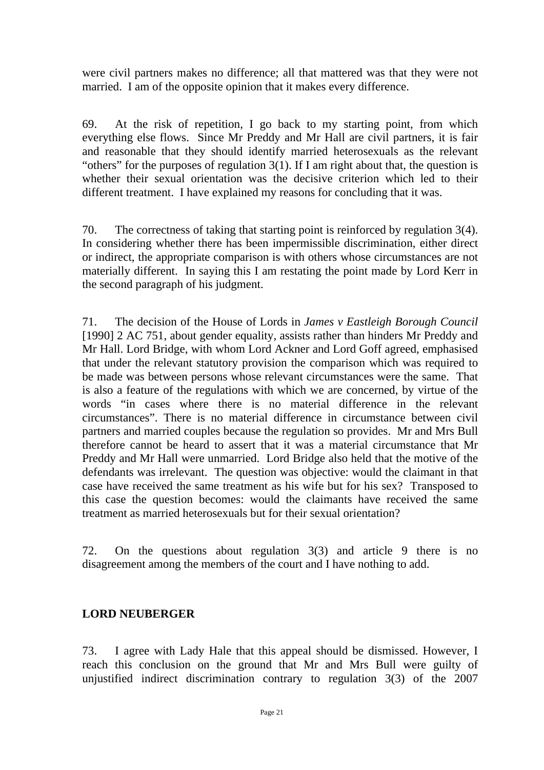were civil partners makes no difference; all that mattered was that they were not married. I am of the opposite opinion that it makes every difference.

69. At the risk of repetition, I go back to my starting point, from which everything else flows. Since Mr Preddy and Mr Hall are civil partners, it is fair and reasonable that they should identify married heterosexuals as the relevant "others" for the purposes of regulation 3(1). If I am right about that, the question is whether their sexual orientation was the decisive criterion which led to their different treatment. I have explained my reasons for concluding that it was.

70. The correctness of taking that starting point is reinforced by regulation 3(4). In considering whether there has been impermissible discrimination, either direct or indirect, the appropriate comparison is with others whose circumstances are not materially different. In saying this I am restating the point made by Lord Kerr in the second paragraph of his judgment.

71. The decision of the House of Lords in *James v Eastleigh Borough Council* [1990] 2 AC 751, about gender equality, assists rather than hinders Mr Preddy and Mr Hall. Lord Bridge, with whom Lord Ackner and Lord Goff agreed, emphasised that under the relevant statutory provision the comparison which was required to be made was between persons whose relevant circumstances were the same. That is also a feature of the regulations with which we are concerned, by virtue of the words "in cases where there is no material difference in the relevant circumstances". There is no material difference in circumstance between civil partners and married couples because the regulation so provides. Mr and Mrs Bull therefore cannot be heard to assert that it was a material circumstance that Mr Preddy and Mr Hall were unmarried. Lord Bridge also held that the motive of the defendants was irrelevant. The question was objective: would the claimant in that case have received the same treatment as his wife but for his sex? Transposed to this case the question becomes: would the claimants have received the same treatment as married heterosexuals but for their sexual orientation?

72. On the questions about regulation 3(3) and article 9 there is no disagreement among the members of the court and I have nothing to add.

**LORD NEUBERGER**

73. I agree with Lady Hale that this appeal should be dismissed. However, I reach this conclusion on the ground that Mr and Mrs Bull were guilty of unjustified indirect discrimination contrary to regulation 3(3) of the 2007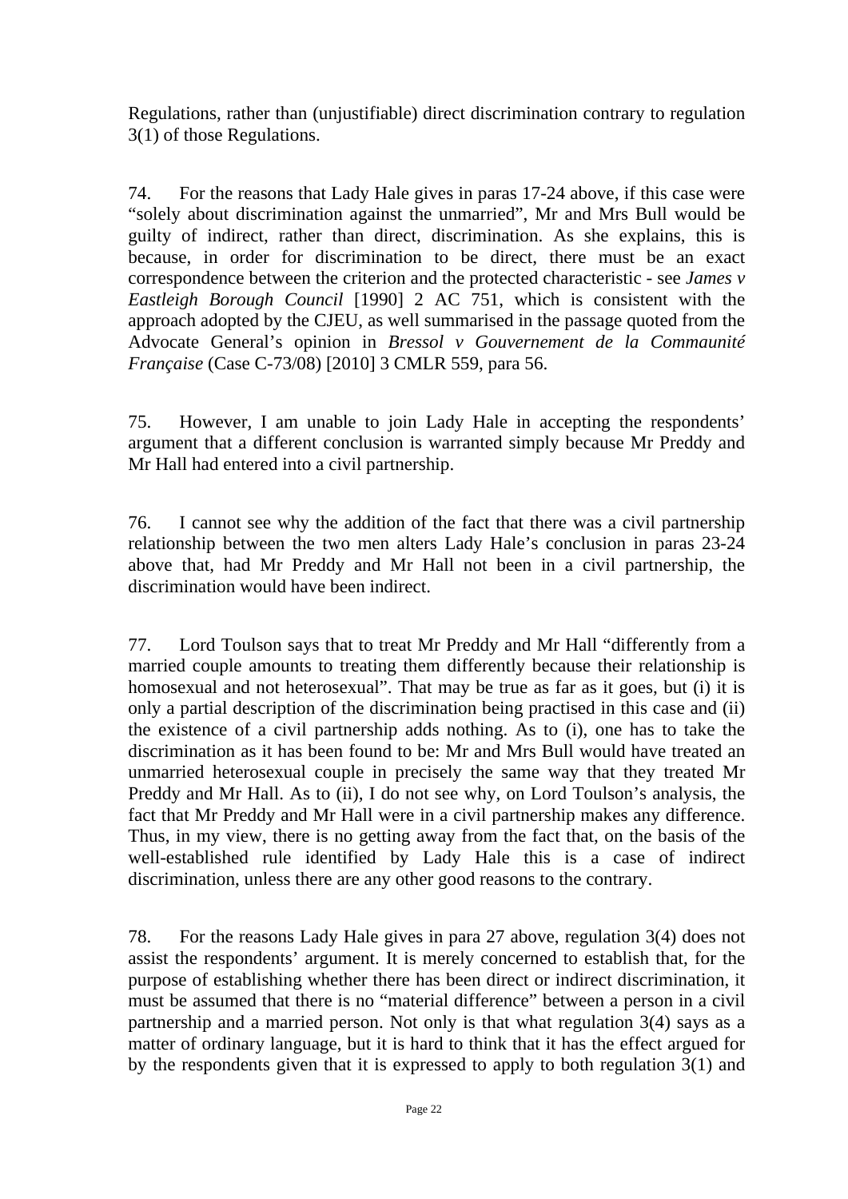Regulations, rather than (unjustifiable) direct discrimination contrary to regulation 3(1) of those Regulations.

74. For the reasons that Lady Hale gives in paras 17-24 above, if this case were "solely about discrimination against the unmarried", Mr and Mrs Bull would be guilty of indirect, rather than direct, discrimination. As she explains, this is because, in order for discrimination to be direct, there must be an exact correspondence between the criterion and the protected characteristic - see *James v Eastleigh Borough Council* [1990] 2 AC 751, which is consistent with the approach adopted by the CJEU, as well summarised in the passage quoted from the Advocate General's opinion in *Bressol v Gouvernement de la Communauté Française* (Case C-73/08) [2010] 3 CMLR 559, para 56.

75. However, I am unable to join Lady Hale in accepting the respondents' argument that a different conclusion is warranted simply because Mr Preddy and Mr Hall had entered into a civil partnership.

76. I cannot see why the addition of the fact that there was a civil partnership relationship between the two men alters Lady Hale's conclusion in paras 23-24 above that, had Mr Preddy and Mr Hall not been in a civil partnership, the discrimination would have been indirect.

77. Lord Toulson says that to treat Mr Preddy and Mr Hall "differently from a married couple amounts to treating them differently because their relationship is homosexual and not heterosexual". That may be true as far as it goes, but (i) it is only a partial description of the discrimination being practised in this case and (ii) the existence of a civil partnership adds nothing. As to (i), one has to take the discrimination as it has been found to be: Mr and Mrs Bull would have treated an unmarried heterosexual couple in precisely the same way that they treated Mr Preddy and Mr Hall. As to (ii), I do not see why, on Lord Toulson's analysis, the fact that Mr Preddy and Mr Hall were in a civil partnership makes any difference. Thus, in my view, there is no getting away from the fact that, on the basis of the well-established rule identified by Lady Hale this is a case of indirect discrimination, unless there are any other good reasons to the contrary.

78. For the reasons Lady Hale gives in para 27 above, regulation 3(4) does not assist the respondents' argument. It is merely concerned to establish that, for the purpose of establishing whether there has been direct or indirect discrimination, it must be assumed that there is no "material difference" between a person in a civil partnership and a married person. Not only is that what regulation 3(4) says as a matter of ordinary language, but it is hard to think that it has the effect argued for by the respondents given that it is expressed to apply to both regulation 3(1) and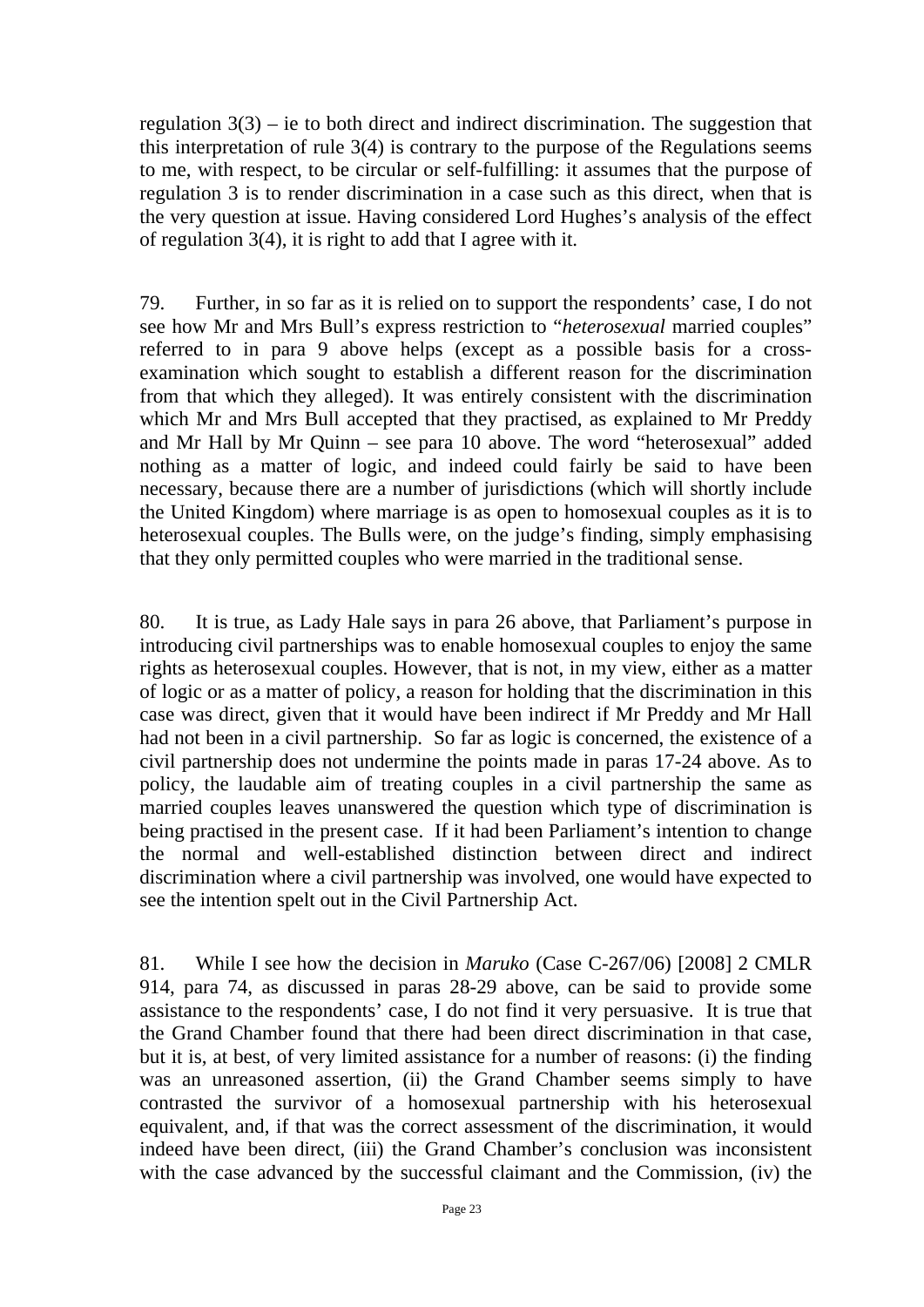regulation 3(3) – ie to both direct and indirect discrimination. The suggestion that this interpretation of rule 3(4) is contrary to the purpose of the Regulations seems to me, with respect, to be circular or self-fulfilling: it assumes that the purpose of regulation 3 is to render discrimination in a case such as this direct, when that is the very question at issue. Having considered Lord Hughes's analysis of the effect of regulation 3(4), it is right to add that I agree with it.

79. Further, in so far as it is relied on to support the respondents' case, I do not see how Mr and Mrs Bull's express restriction to "*heterosexual* married couples" referred to in para 9 above helps (except as a possible basis for a cross-examination which sought to establish a different reason for the discrimination from that which they alleged). It was entirely consistent with the discrimination which Mr and Mrs Bull accepted that they practised, as explained to Mr Preddy and Mr Hall by Mr Quinn – see para 10 above. The word "heterosexual" added nothing as a matter of logic, and indeed could fairly be said to have been necessary, because there are a number of jurisdictions (which will shortly include the United Kingdom) where marriage is as open to homosexual couples as it is to heterosexual couples. The Bulls were, on the judge's finding, simply emphasising that they only permitted couples who were married in the traditional sense.

80. It is true, as Lady Hale says in para 26 above, that Parliament's purpose in introducing civil partnerships was to enable homosexual couples to enjoy the same rights as heterosexual couples. However, that is not, in my view, either as a matter of logic or as a matter of policy, a reason for holding that the discrimination in this case was direct, given that it would have been indirect if Mr Preddy and Mr Hall had not been in a civil partnership. So far as logic is concerned, the existence of a civil partnership does not undermine the points made in paras 17-24 above. As to policy, the laudable aim of treating couples in a civil partnership the same as married couples leaves unanswered the question which type of discrimination is being practised in the present case. If it had been Parliament's intention to change the normal and well-established distinction between direct and indirect discrimination where a civil partnership was involved, one would have expected to see the intention spelt out in the Civil Partnership Act.

81. While I see how the decision in *Maruko* (Case C-267/06) [2008] 2 CMLR 914, para 74, as discussed in paras 28-29 above, can be said to provide some assistance to the respondents' case, I do not find it very persuasive. It is true that the Grand Chamber found that there had been direct discrimination in that case, but it is, at best, of very limited assistance for a number of reasons: (i) the finding was an unreasoned assertion, (ii) the Grand Chamber seems simply to have contrasted the survivor of a homosexual partnership with his heterosexual equivalent, and, if that was the correct assessment of the discrimination, it would indeed have been direct, (iii) the Grand Chamber's conclusion was inconsistent with the case advanced by the successful claimant and the Commission, (iv) the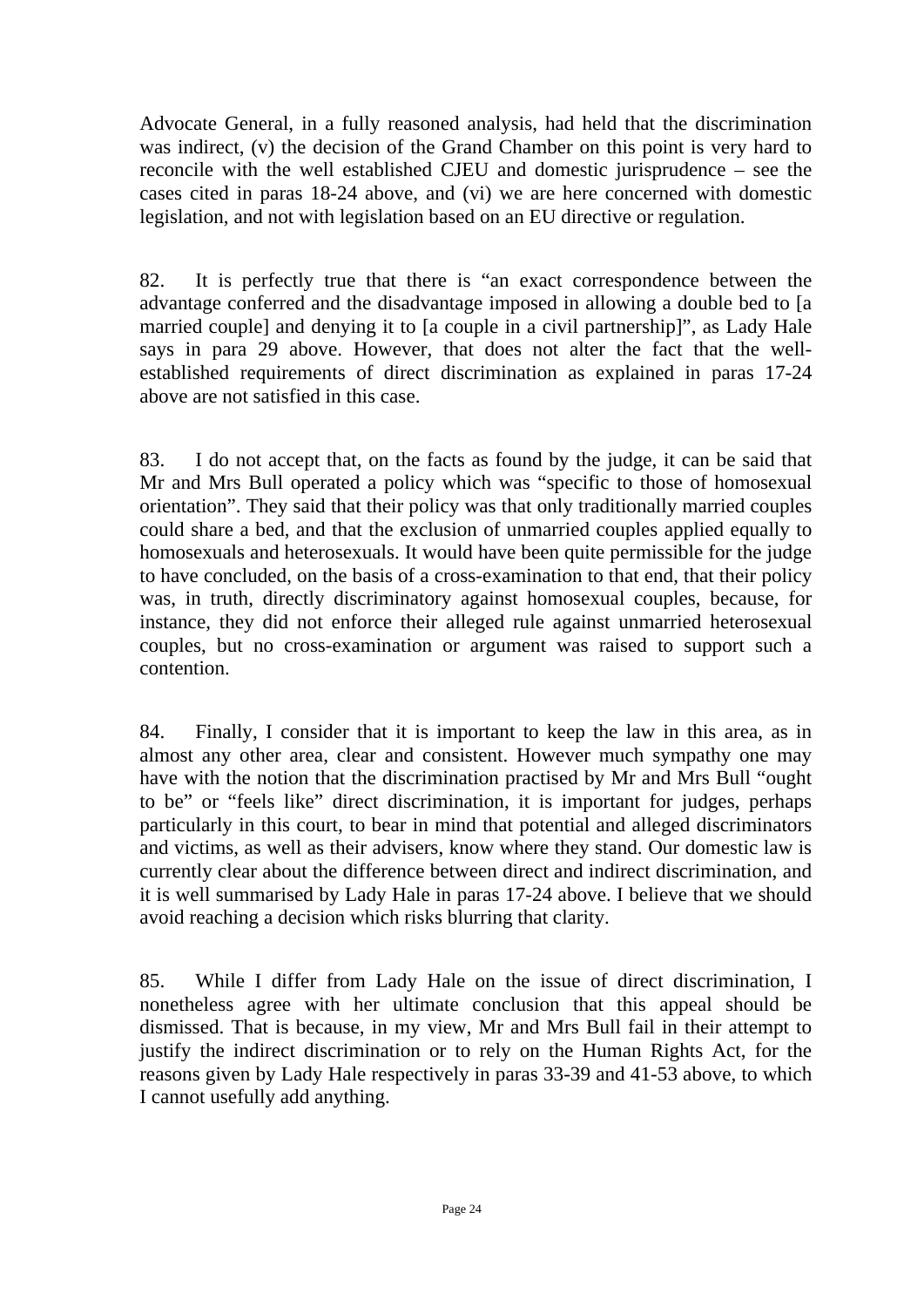Advocate General, in a fully reasoned analysis, had held that the discrimination was indirect, (v) the decision of the Grand Chamber on this point is very hard to reconcile with the well established CJEU and domestic jurisprudence – see the cases cited in paras 18-24 above, and (vi) we are here concerned with domestic legislation, and not with legislation based on an EU directive or regulation.

82. It is perfectly true that there is "an exact correspondence between the advantage conferred and the disadvantage imposed in allowing a double bed to [a married couple] and denying it to [a couple in a civil partnership]", as Lady Hale says in para 29 above. However, that does not alter the fact that the well-established requirements of direct discrimination as explained in paras 17-24 above are not satisfied in this case.

83. I do not accept that, on the facts as found by the judge, it can be said that Mr and Mrs Bull operated a policy which was "specific to those of homosexual orientation". They said that their policy was that only traditionally married couples could share a bed, and that the exclusion of unmarried couples applied equally to homosexuals and heterosexuals. It would have been quite permissible for the judge to have concluded, on the basis of a cross-examination to that end, that their policy was, in truth, directly discriminatory against homosexual couples, because, for instance, they did not enforce their alleged rule against unmarried heterosexual couples, but no cross-examination or argument was raised to support such a contention.

84. Finally, I consider that it is important to keep the law in this area, as in almost any other area, clear and consistent. However much sympathy one may have with the notion that the discrimination practised by Mr and Mrs Bull "ought to be" or "feels like" direct discrimination, it is important for judges, perhaps particularly in this court, to bear in mind that potential and alleged discriminators and victims, as well as their advisers, know where they stand. Our domestic law is currently clear about the difference between direct and indirect discrimination, and it is well summarised by Lady Hale in paras 17-24 above. I believe that we should avoid reaching a decision which risks blurring that clarity.

85. While I differ from Lady Hale on the issue of direct discrimination, I nonetheless agree with her ultimate conclusion that this appeal should be dismissed. That is because, in my view, Mr and Mrs Bull fail in their attempt to justify the indirect discrimination or to rely on the Human Rights Act, for the reasons given by Lady Hale respectively in paras 33-39 and 41-53 above, to which I cannot usefully add anything.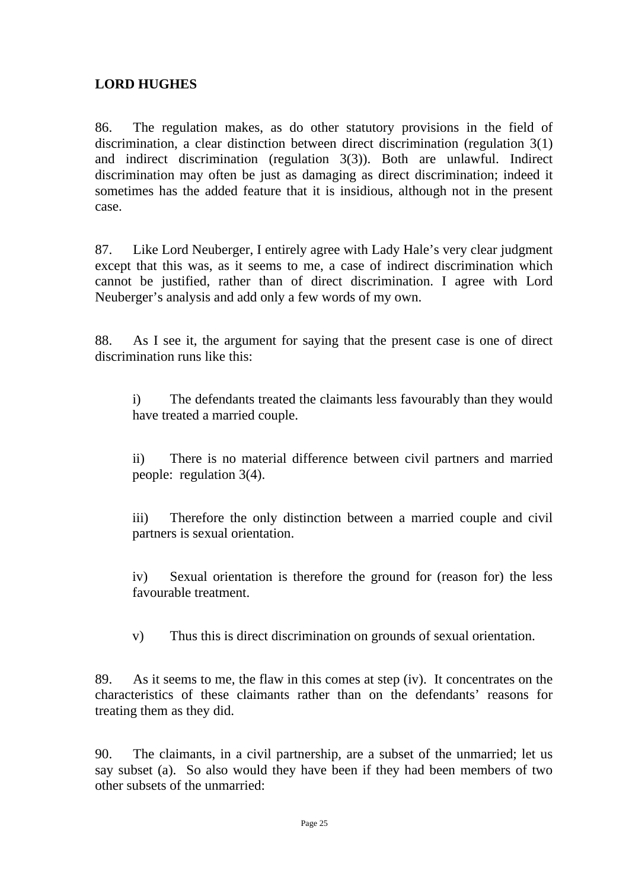**LORD HUGHES**

86. The regulation makes, as do other statutory provisions in the field of discrimination, a clear distinction between direct discrimination (regulation 3(1) and indirect discrimination (regulation 3(3)). Both are unlawful. Indirect discrimination may often be just as damaging as direct discrimination; indeed it sometimes has the added feature that it is insidious, although not in the present case.

87. Like Lord Neuberger, I entirely agree with Lady Hale's very clear judgment except that this was, as it seems to me, a case of indirect discrimination which cannot be justified, rather than of direct discrimination. I agree with Lord Neuberger's analysis and add only a few words of my own.

88. As I see it, the argument for saying that the present case is one of direct discrimination runs like this:

> i) The defendants treated the claimants less favourably than they would have treated a married couple.
>
> ii) There is no material difference between civil partners and married people: regulation 3(4).
>
> iii) Therefore the only distinction between a married couple and civil partners is sexual orientation.
>
> iv) Sexual orientation is therefore the ground for (reason for) the less favourable treatment.
>
> v) Thus this is direct discrimination on grounds of sexual orientation.

89. As it seems to me, the flaw in this comes at step (iv). It concentrates on the characteristics of these claimants rather than on the defendants' reasons for treating them as they did.

90. The claimants, in a civil partnership, are a subset of the unmarried; let us say subset (a). So also would they have been if they had been members of two other subsets of the unmarried: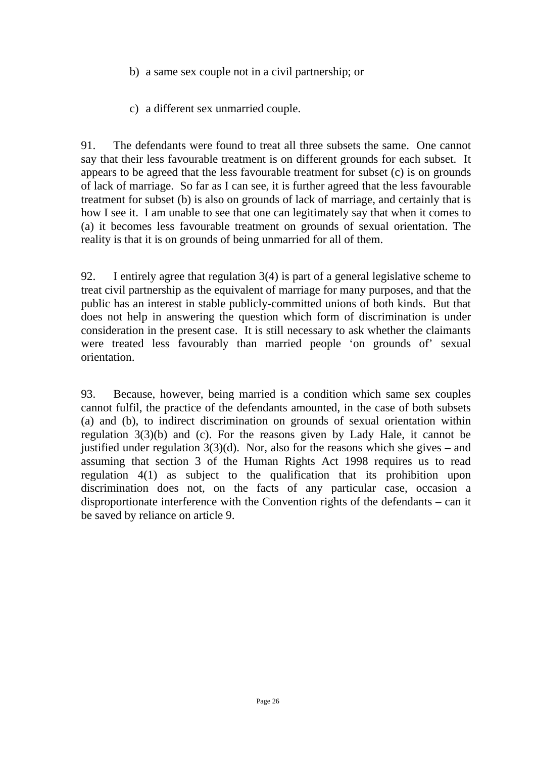b) a same sex couple not in a civil partnership; or

c) a different sex unmarried couple.

91. The defendants were found to treat all three subsets the same. One cannot say that their less favourable treatment is on different grounds for each subset. It appears to be agreed that the less favourable treatment for subset (c) is on grounds of lack of marriage. So far as I can see, it is further agreed that the less favourable treatment for subset (b) is also on grounds of lack of marriage, and certainly that is how I see it. I am unable to see that one can legitimately say that when it comes to (a) it becomes less favourable treatment on grounds of sexual orientation. The reality is that it is on grounds of being unmarried for all of them.

92. I entirely agree that regulation 3(4) is part of a general legislative scheme to treat civil partnership as the equivalent of marriage for many purposes, and that the public has an interest in stable publicly-committed unions of both kinds. But that does not help in answering the question which form of discrimination is under consideration in the present case. It is still necessary to ask whether the claimants were treated less favourably than married people 'on grounds of' sexual orientation.

93. Because, however, being married is a condition which same sex couples cannot fulfil, the practice of the defendants amounted, in the case of both subsets (a) and (b), to indirect discrimination on grounds of sexual orientation within regulation 3(3)(b) and (c). For the reasons given by Lady Hale, it cannot be justified under regulation 3(3)(d). Nor, also for the reasons which she gives – and assuming that section 3 of the Human Rights Act 1998 requires us to read regulation 4(1) as subject to the qualification that its prohibition upon discrimination does not, on the facts of any particular case, occasion a disproportionate interference with the Convention rights of the defendants – can it be saved by reliance on article 9.